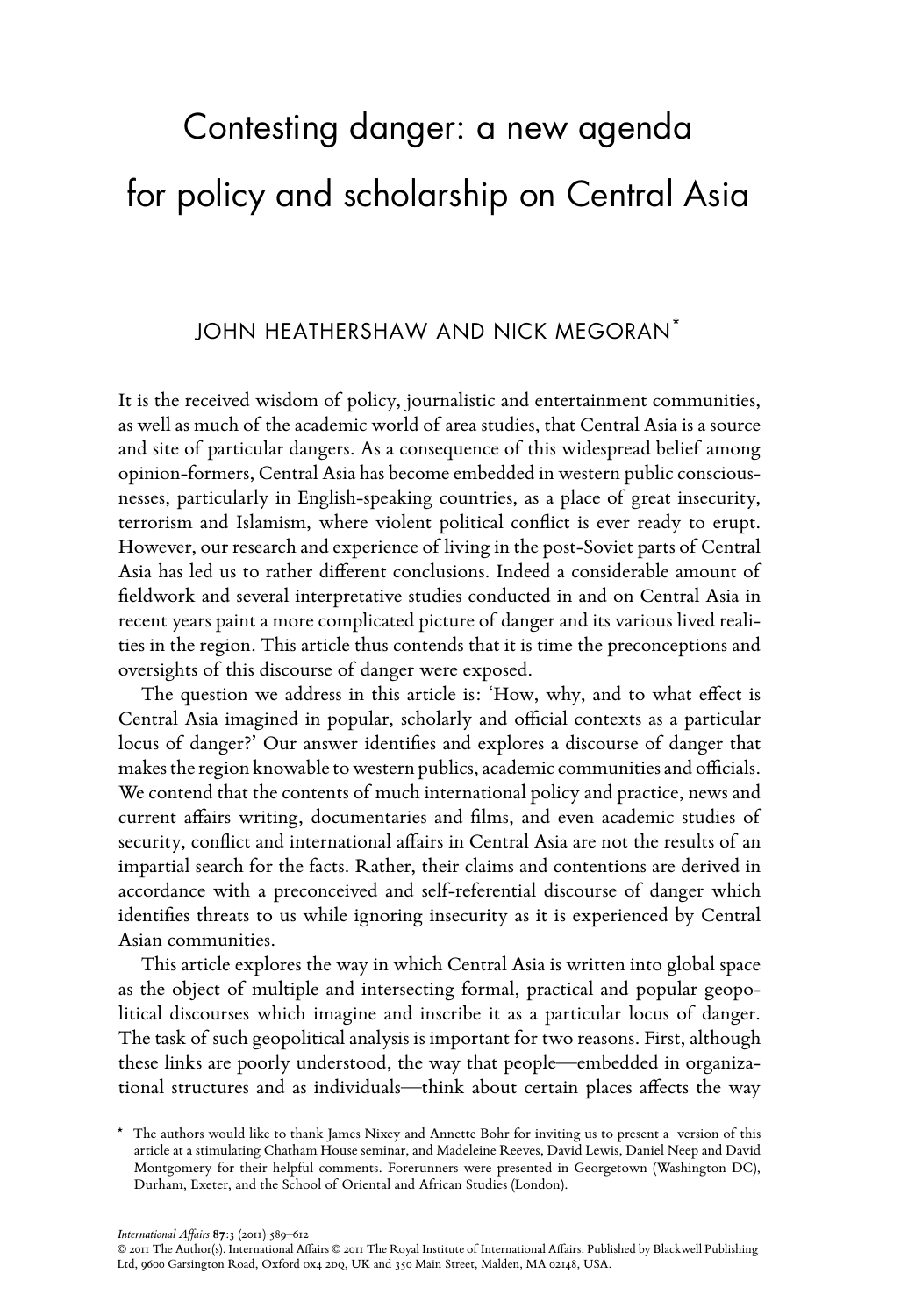# Contesting danger: a new agenda for policy and scholarship on Central Asia

JOHN HEATHERSHAW AND NICK MEGORAN*

It is the received wisdom of policy, journalistic and entertainment communities, as well as much of the academic world of area studies, that Central Asia is a source and site of particular dangers. As a consequence of this widespread belief among opinion-formers, Central Asia has become embedded in western public consciousnesses, particularly in English-speaking countries, as a place of great insecurity, terrorism and Islamism, where violent political conflict is ever ready to erupt. However, our research and experience of living in the post-Soviet parts of Central Asia has led us to rather different conclusions. Indeed a considerable amount of fieldwork and several interpretative studies conducted in and on Central Asia in recent years paint a more complicated picture of danger and its various lived realities in the region. This article thus contends that it is time the preconceptions and oversights of this discourse of danger were exposed.

The question we address in this article is: 'How, why, and to what effect is Central Asia imagined in popular, scholarly and official contexts as a particular locus of danger?' Our answer identifies and explores a discourse of danger that makes the region knowable to western publics, academic communities and officials. We contend that the contents of much international policy and practice, news and current affairs writing, documentaries and films, and even academic studies of security, conflict and international affairs in Central Asia are not the results of an impartial search for the facts. Rather, their claims and contentions are derived in accordance with a preconceived and self-referential discourse of danger which identifies threats to us while ignoring insecurity as it is experienced by Central Asian communities.

This article explores the way in which Central Asia is written into global space as the object of multiple and intersecting formal, practical and popular geopolitical discourses which imagine and inscribe it as a particular locus of danger. The task of such geopolitical analysis is important for two reasons. First, although these links are poorly understood, the way that people—embedded in organizational structures and as individuals—think about certain places affects the way

\* The authors would like to thank James Nixey and Annette Bohr for inviting us to present a version of this article at a stimulating Chatham House seminar, and Madeleine Reeves, David Lewis, Daniel Neep and David Montgomery for their helpful comments. Forerunners were presented in Georgetown (Washington DC), Durham, Exeter, and the School of Oriental and African Studies (London).

*International Affairs* **87**:3 (2011) 589–612
© 2011 The Author(s). International Affairs © 2011 The Royal Institute of International Affairs. Published by Blackwell Publishing Ltd, 9600 Garsington Road, Oxford OX4 2DQ, UK and 350 Main Street, Malden, MA 02148, USA.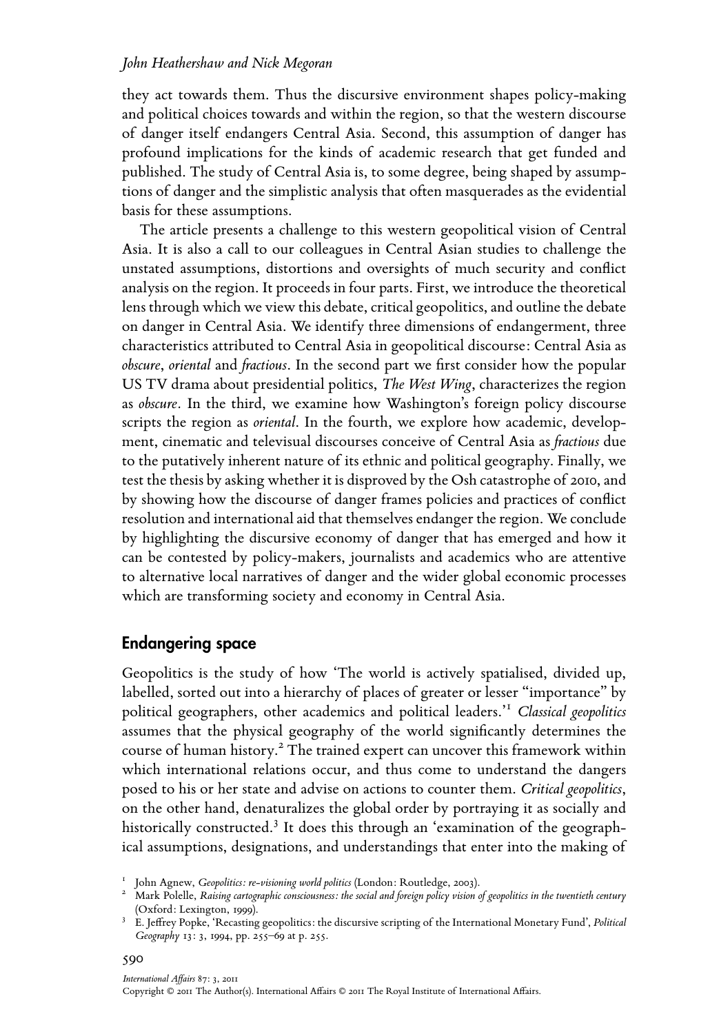they act towards them. Thus the discursive environment shapes policy-making and political choices towards and within the region, so that the western discourse of danger itself endangers Central Asia. Second, this assumption of danger has profound implications for the kinds of academic research that get funded and published. The study of Central Asia is, to some degree, being shaped by assumptions of danger and the simplistic analysis that often masquerades as the evidential basis for these assumptions.

The article presents a challenge to this western geopolitical vision of Central Asia. It is also a call to our colleagues in Central Asian studies to challenge the unstated assumptions, distortions and oversights of much security and conflict analysis on the region. It proceeds in four parts. First, we introduce the theoretical lens through which we view this debate, critical geopolitics, and outline the debate on danger in Central Asia. We identify three dimensions of endangerment, three characteristics attributed to Central Asia in geopolitical discourse: Central Asia as *obscure*, *oriental* and *fractious*. In the second part we first consider how the popular US TV drama about presidential politics, *The West Wing*, characterizes the region as *obscure*. In the third, we examine how Washington's foreign policy discourse scripts the region as *oriental*. In the fourth, we explore how academic, development, cinematic and televisual discourses conceive of Central Asia as *fractious* due to the putatively inherent nature of its ethnic and political geography. Finally, we test the thesis by asking whether it is disproved by the Osh catastrophe of 2010, and by showing how the discourse of danger frames policies and practices of conflict resolution and international aid that themselves endanger the region. We conclude by highlighting the discursive economy of danger that has emerged and how it can be contested by policy-makers, journalists and academics who are attentive to alternative local narratives of danger and the wider global economic processes which are transforming society and economy in Central Asia.

## Endangering space

Geopolitics is the study of how 'The world is actively spatialised, divided up, labelled, sorted out into a hierarchy of places of greater or lesser "importance" by political geographers, other academics and political leaders.'[1] *Classical geopolitics* assumes that the physical geography of the world significantly determines the course of human history.[2] The trained expert can uncover this framework within which international relations occur, and thus come to understand the dangers posed to his or her state and advise on actions to counter them. *Critical geopolitics*, on the other hand, denaturalizes the global order by portraying it as socially and historically constructed.[3] It does this through an 'examination of the geographical assumptions, designations, and understandings that enter into the making of

[1] John Agnew, *Geopolitics: re-visioning world politics* (London: Routledge, 2003).

[2] Mark Polelle, *Raising cartographic consciousness: the social and foreign policy vision of geopolitics in the twentieth century* (Oxford: Lexington, 1999).

[3] E. Jeffrey Popke, 'Recasting geopolitics: the discursive scripting of the International Monetary Fund', *Political Geography* 13: 3, 1994, pp. 255–69 at p. 255.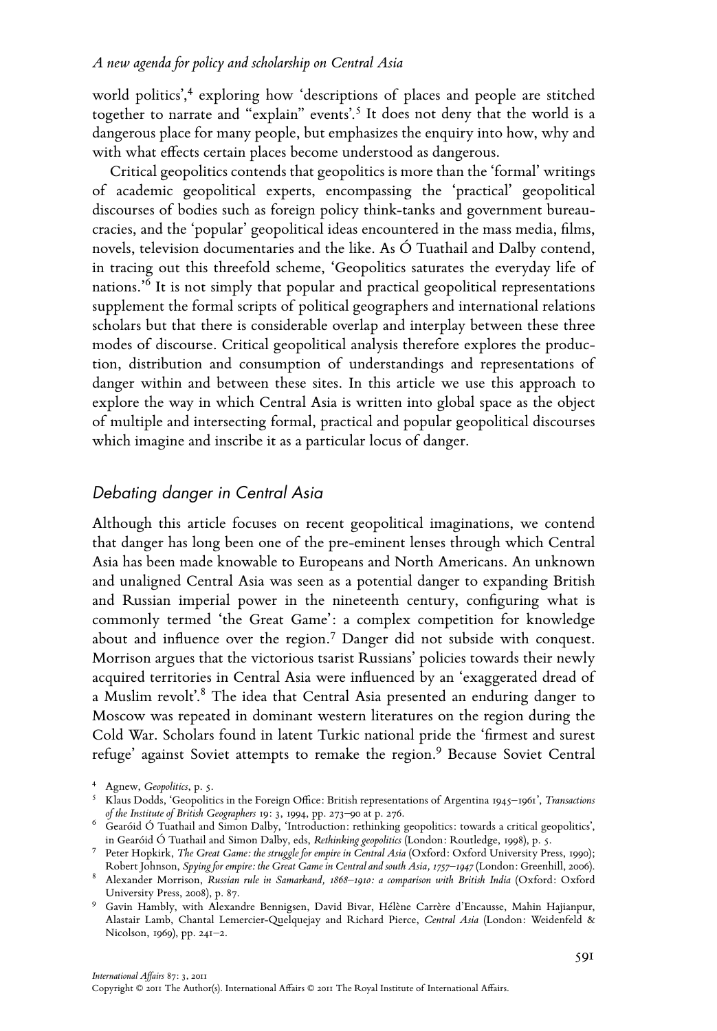world politics',[4] exploring how 'descriptions of places and people are stitched together to narrate and "explain" events'.[5] It does not deny that the world is a dangerous place for many people, but emphasizes the enquiry into how, why and with what effects certain places become understood as dangerous.

Critical geopolitics contends that geopolitics is more than the 'formal' writings of academic geopolitical experts, encompassing the 'practical' geopolitical discourses of bodies such as foreign policy think-tanks and government bureaucracies, and the 'popular' geopolitical ideas encountered in the mass media, films, novels, television documentaries and the like. As Ó Tuathail and Dalby contend, in tracing out this threefold scheme, 'Geopolitics saturates the everyday life of nations.'[6] It is not simply that popular and practical geopolitical representations supplement the formal scripts of political geographers and international relations scholars but that there is considerable overlap and interplay between these three modes of discourse. Critical geopolitical analysis therefore explores the production, distribution and consumption of understandings and representations of danger within and between these sites. In this article we use this approach to explore the way in which Central Asia is written into global space as the object of multiple and intersecting formal, practical and popular geopolitical discourses which imagine and inscribe it as a particular locus of danger.

## *Debating danger in Central Asia*

Although this article focuses on recent geopolitical imaginations, we contend that danger has long been one of the pre-eminent lenses through which Central Asia has been made knowable to Europeans and North Americans. An unknown and unaligned Central Asia was seen as a potential danger to expanding British and Russian imperial power in the nineteenth century, configuring what is commonly termed 'the Great Game': a complex competition for knowledge about and influence over the region.[7] Danger did not subside with conquest. Morrison argues that the victorious tsarist Russians' policies towards their newly acquired territories in Central Asia were influenced by an 'exaggerated dread of a Muslim revolt'.[8] The idea that Central Asia presented an enduring danger to Moscow was repeated in dominant western literatures on the region during the Cold War. Scholars found in latent Turkic national pride the 'firmest and surest refuge' against Soviet attempts to remake the region.[9] Because Soviet Central

[4] Agnew, *Geopolitics*, p. 5.

[5] Klaus Dodds, 'Geopolitics in the Foreign Office: British representations of Argentina 1945–1961', *Transactions of the Institute of British Geographers* 19: 3, 1994, pp. 273–90 at p. 276.

[6] Gearóid Ó Tuathail and Simon Dalby, 'Introduction: rethinking geopolitics: towards a critical geopolitics', in Gearóid Ó Tuathail and Simon Dalby, eds, *Rethinking geopolitics* (London: Routledge, 1998), p. 5.

[7] Peter Hopkirk, *The Great Game: the struggle for empire in Central Asia* (Oxford: Oxford University Press, 1990); Robert Johnson, *Spying for empire: the Great Game in Central and south Asia, 1757–1947* (London: Greenhill, 2006).

[8] Alexander Morrison, *Russian rule in Samarkand, 1868–1910: a comparison with British India* (Oxford: Oxford University Press, 2008), p. 87.

[9] Gavin Hambly, with Alexandre Bennigsen, David Bivar, Hélène Carrère d'Encausse, Mahin Hajianpur, Alastair Lamb, Chantal Lemercier-Quelquejay and Richard Pierce, *Central Asia* (London: Weidenfeld & Nicolson, 1969), pp. 241–2.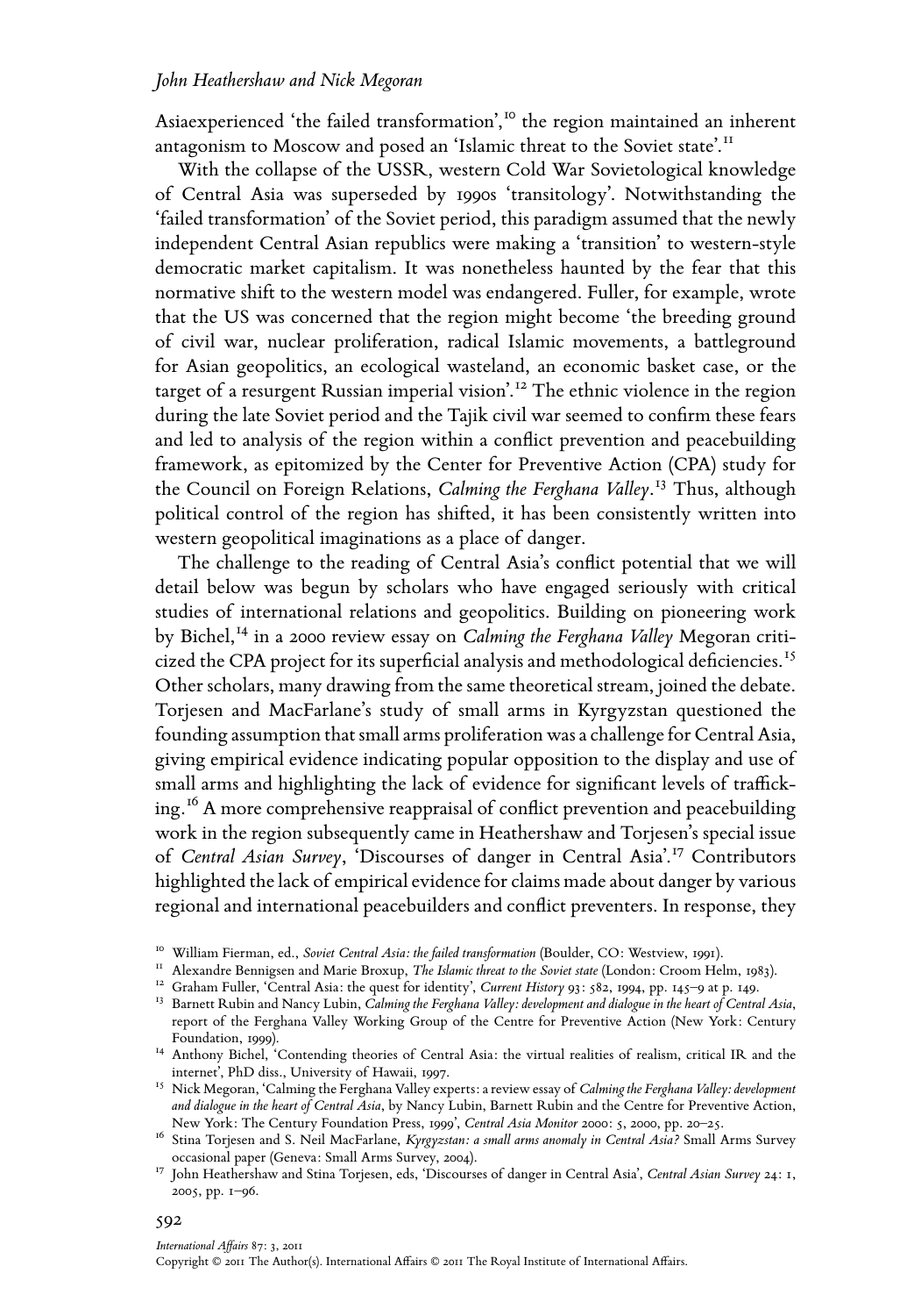Asiaexperienced 'the failed transformation',[10] the region maintained an inherent antagonism to Moscow and posed an 'Islamic threat to the Soviet state'.[11]

With the collapse of the USSR, western Cold War Sovietological knowledge of Central Asia was superseded by 1990s 'transitology'. Notwithstanding the 'failed transformation' of the Soviet period, this paradigm assumed that the newly independent Central Asian republics were making a 'transition' to western-style democratic market capitalism. It was nonetheless haunted by the fear that this normative shift to the western model was endangered. Fuller, for example, wrote that the US was concerned that the region might become 'the breeding ground of civil war, nuclear proliferation, radical Islamic movements, a battleground for Asian geopolitics, an ecological wasteland, an economic basket case, or the target of a resurgent Russian imperial vision'.[12] The ethnic violence in the region during the late Soviet period and the Tajik civil war seemed to confirm these fears and led to analysis of the region within a conflict prevention and peacebuilding framework, as epitomized by the Center for Preventive Action (CPA) study for the Council on Foreign Relations, *Calming the Ferghana Valley*.[13] Thus, although political control of the region has shifted, it has been consistently written into western geopolitical imaginations as a place of danger.

The challenge to the reading of Central Asia's conflict potential that we will detail below was begun by scholars who have engaged seriously with critical studies of international relations and geopolitics. Building on pioneering work by Bichel,[14] in a 2000 review essay on *Calming the Ferghana Valley* Megoran criticized the CPA project for its superficial analysis and methodological deficiencies.[15] Other scholars, many drawing from the same theoretical stream, joined the debate. Torjesen and MacFarlane's study of small arms in Kyrgyzstan questioned the founding assumption that small arms proliferation was a challenge for Central Asia, giving empirical evidence indicating popular opposition to the display and use of small arms and highlighting the lack of evidence for significant levels of trafficking.[16] A more comprehensive reappraisal of conflict prevention and peacebuilding work in the region subsequently came in Heathershaw and Torjesen's special issue of *Central Asian Survey*, 'Discourses of danger in Central Asia'.[17] Contributors highlighted the lack of empirical evidence for claims made about danger by various regional and international peacebuilders and conflict preventers. In response, they

[10] William Fierman, ed., *Soviet Central Asia: the failed transformation* (Boulder, CO: Westview, 1991).

[11] Alexandre Bennigsen and Marie Broxup, *The Islamic threat to the Soviet state* (London: Croom Helm, 1983).

[12] Graham Fuller, 'Central Asia: the quest for identity', *Current History* 93: 582, 1994, pp. 145–9 at p. 149.

[13] Barnett Rubin and Nancy Lubin, *Calming the Ferghana Valley: development and dialogue in the heart of Central Asia*, report of the Ferghana Valley Working Group of the Centre for Preventive Action (New York: Century Foundation, 1999).

[14] Anthony Bichel, 'Contending theories of Central Asia: the virtual realities of realism, critical IR and the internet', PhD diss., University of Hawaii, 1997.

[15] Nick Megoran, 'Calming the Ferghana Valley experts: a review essay of *Calming the Ferghana Valley: development and dialogue in the heart of Central Asia*, by Nancy Lubin, Barnett Rubin and the Centre for Preventive Action, New York: The Century Foundation Press, 1999', *Central Asia Monitor* 2000: 5, 2000, pp. 20–25.

[16] Stina Torjesen and S. Neil MacFarlane, *Kyrgyzstan: a small arms anomaly in Central Asia?* Small Arms Survey occasional paper (Geneva: Small Arms Survey, 2004).

[17] John Heathershaw and Stina Torjesen, eds, 'Discourses of danger in Central Asia', *Central Asian Survey* 24: 1, 2005, pp. 1–96.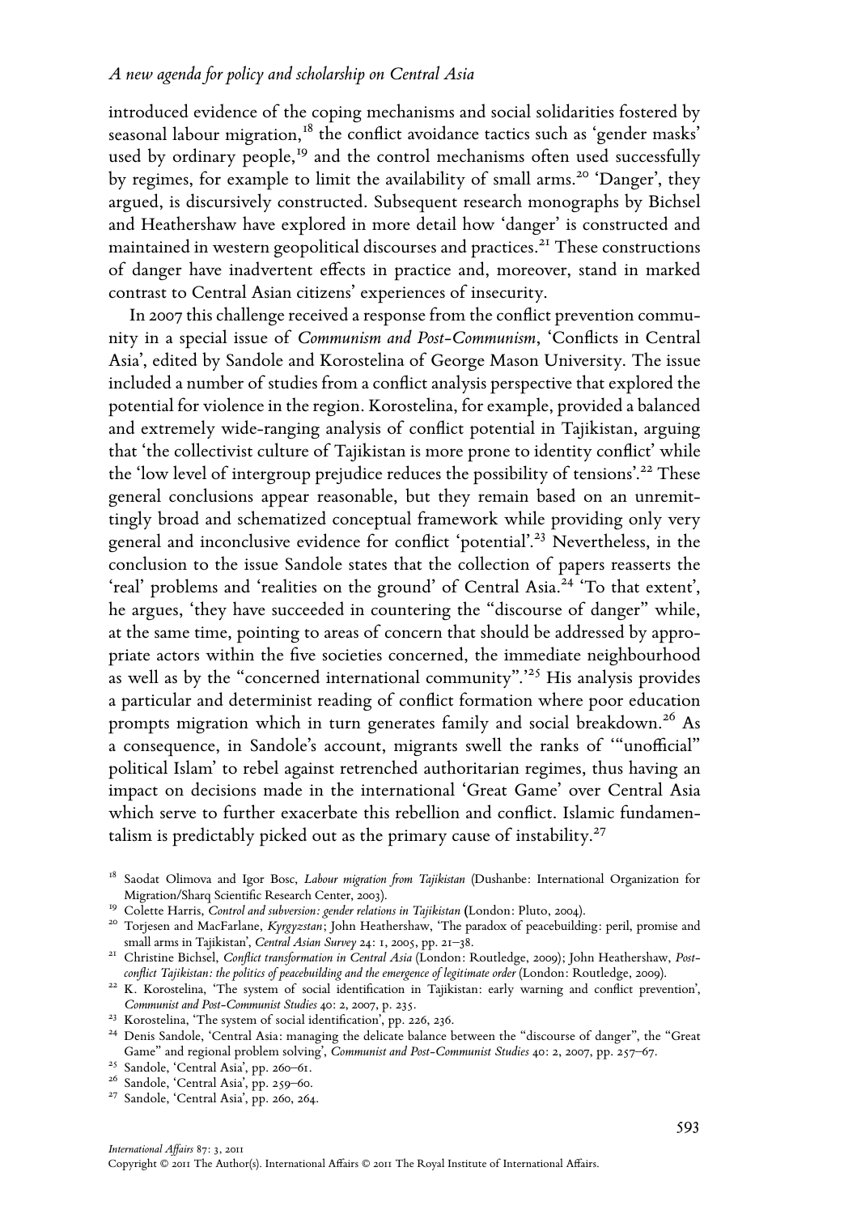introduced evidence of the coping mechanisms and social solidarities fostered by seasonal labour migration,[18] the conflict avoidance tactics such as 'gender masks' used by ordinary people,[19] and the control mechanisms often used successfully by regimes, for example to limit the availability of small arms.[20] 'Danger', they argued, is discursively constructed. Subsequent research monographs by Bichsel and Heathershaw have explored in more detail how 'danger' is constructed and maintained in western geopolitical discourses and practices.[21] These constructions of danger have inadvertent effects in practice and, moreover, stand in marked contrast to Central Asian citizens' experiences of insecurity.

In 2007 this challenge received a response from the conflict prevention community in a special issue of *Communism and Post-Communism*, 'Conflicts in Central Asia', edited by Sandole and Korostelina of George Mason University. The issue included a number of studies from a conflict analysis perspective that explored the potential for violence in the region. Korostelina, for example, provided a balanced and extremely wide-ranging analysis of conflict potential in Tajikistan, arguing that 'the collectivist culture of Tajikistan is more prone to identity conflict' while the 'low level of intergroup prejudice reduces the possibility of tensions'.[22] These general conclusions appear reasonable, but they remain based on an unremittingly broad and schematized conceptual framework while providing only very general and inconclusive evidence for conflict 'potential'.[23] Nevertheless, in the conclusion to the issue Sandole states that the collection of papers reasserts the 'real' problems and 'realities on the ground' of Central Asia.[24] 'To that extent', he argues, 'they have succeeded in countering the "discourse of danger" while, at the same time, pointing to areas of concern that should be addressed by appropriate actors within the five societies concerned, the immediate neighbourhood as well as by the "concerned international community".'[25] His analysis provides a particular and determinist reading of conflict formation where poor education prompts migration which in turn generates family and social breakdown.[26] As a consequence, in Sandole's account, migrants swell the ranks of '"unofficial" political Islam' to rebel against retrenched authoritarian regimes, thus having an impact on decisions made in the international 'Great Game' over Central Asia which serve to further exacerbate this rebellion and conflict. Islamic fundamentalism is predictably picked out as the primary cause of instability.[27]

[18] Saodat Olimova and Igor Bosc, *Labour migration from Tajikistan* (Dushanbe: International Organization for Migration/Sharq Scientific Research Center, 2003).

[19] Colette Harris, *Control and subversion: gender relations in Tajikistan* (London: Pluto, 2004).

[20] Torjesen and MacFarlane, *Kyrgyzstan*; John Heathershaw, 'The paradox of peacebuilding: peril, promise and small arms in Tajikistan', *Central Asian Survey* 24: 1, 2005, pp. 21–38.

[21] Christine Bichsel, *Conflict transformation in Central Asia* (London: Routledge, 2009); John Heathershaw, *Post-conflict Tajikistan: the politics of peacebuilding and the emergence of legitimate order* (London: Routledge, 2009).

[22] K. Korostelina, 'The system of social identification in Tajikistan: early warning and conflict prevention', *Communist and Post-Communist Studies* 40: 2, 2007, p. 235.

[23] Korostelina, 'The system of social identification', pp. 226, 236.

[24] Denis Sandole, 'Central Asia: managing the delicate balance between the "discourse of danger", the "Great Game" and regional problem solving', *Communist and Post-Communist Studies* 40: 2, 2007, pp. 257–67.

[25] Sandole, 'Central Asia', pp. 260–61.

[26] Sandole, 'Central Asia', pp. 259–60.

[27] Sandole, 'Central Asia', pp. 260, 264.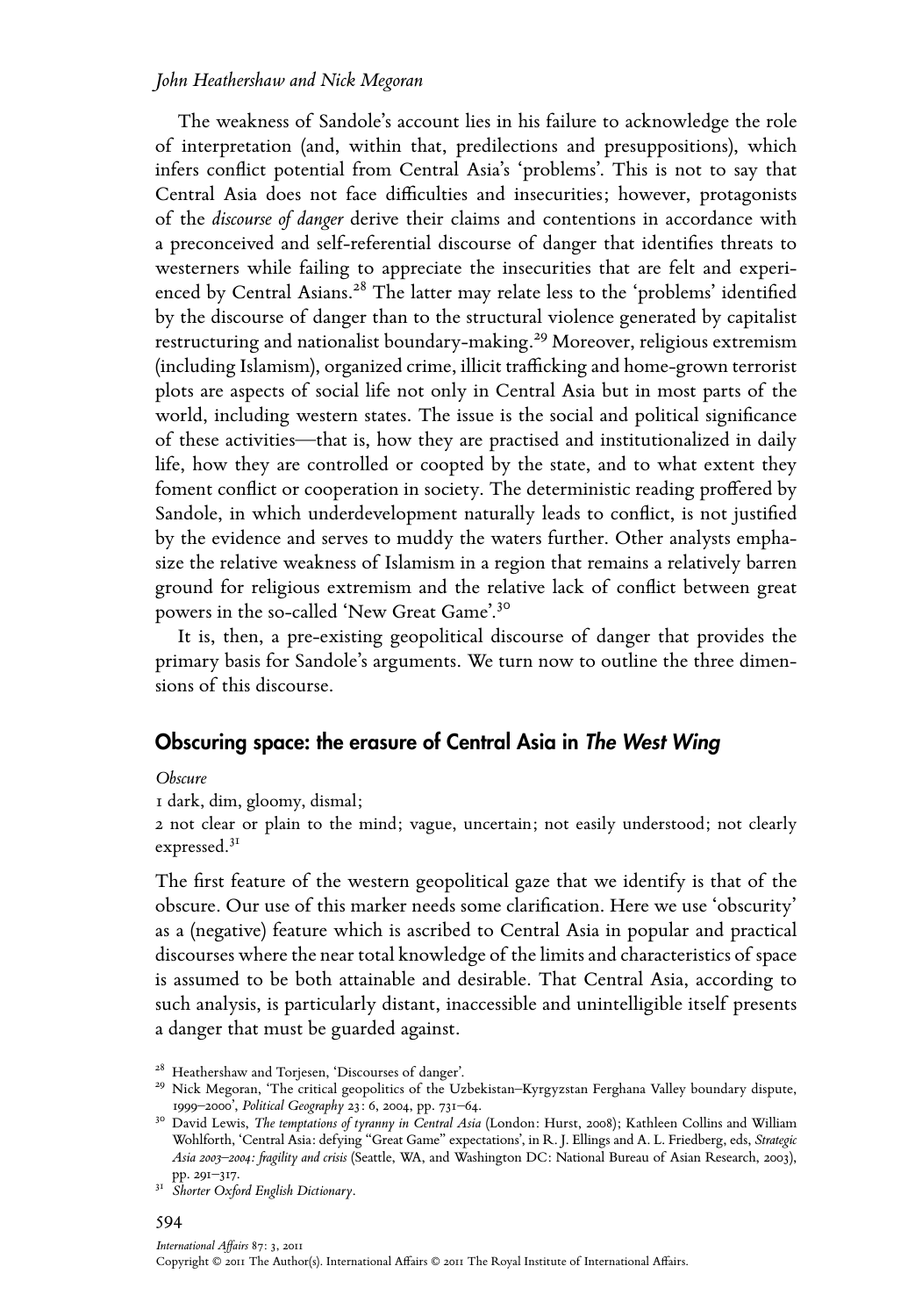The weakness of Sandole's account lies in his failure to acknowledge the role of interpretation (and, within that, predilections and presuppositions), which infers conflict potential from Central Asia's 'problems'. This is not to say that Central Asia does not face difficulties and insecurities; however, protagonists of the *discourse of danger* derive their claims and contentions in accordance with a preconceived and self-referential discourse of danger that identifies threats to westerners while failing to appreciate the insecurities that are felt and experienced by Central Asians.[28] The latter may relate less to the 'problems' identified by the discourse of danger than to the structural violence generated by capitalist restructuring and nationalist boundary-making.[29] Moreover, religious extremism (including Islamism), organized crime, illicit trafficking and home-grown terrorist plots are aspects of social life not only in Central Asia but in most parts of the world, including western states. The issue is the social and political significance of these activities—that is, how they are practised and institutionalized in daily life, how they are controlled or coopted by the state, and to what extent they foment conflict or cooperation in society. The deterministic reading proffered by Sandole, in which underdevelopment naturally leads to conflict, is not justified by the evidence and serves to muddy the waters further. Other analysts emphasize the relative weakness of Islamism in a region that remains a relatively barren ground for religious extremism and the relative lack of conflict between great powers in the so-called 'New Great Game'.[30]

It is, then, a pre-existing geopolitical discourse of danger that provides the primary basis for Sandole's arguments. We turn now to outline the three dimensions of this discourse.

## Obscuring space: the erasure of Central Asia in *The West Wing*

*Obscure*

1 dark, dim, gloomy, dismal;

2 not clear or plain to the mind; vague, uncertain; not easily understood; not clearly expressed.[31]

The first feature of the western geopolitical gaze that we identify is that of the obscure. Our use of this marker needs some clarification. Here we use 'obscurity' as a (negative) feature which is ascribed to Central Asia in popular and practical discourses where the near total knowledge of the limits and characteristics of space is assumed to be both attainable and desirable. That Central Asia, according to such analysis, is particularly distant, inaccessible and unintelligible itself presents a danger that must be guarded against.

---

[28] Heathershaw and Torjesen, 'Discourses of danger'.

[29] Nick Megoran, 'The critical geopolitics of the Uzbekistan–Kyrgyzstan Ferghana Valley boundary dispute, 1999–2000', *Political Geography* 23: 6, 2004, pp. 731–64.

[30] David Lewis, *The temptations of tyranny in Central Asia* (London: Hurst, 2008); Kathleen Collins and William Wohlforth, 'Central Asia: defying "Great Game" expectations', in R. J. Ellings and A. L. Friedberg, eds, *Strategic Asia 2003–2004: fragility and crisis* (Seattle, WA, and Washington DC: National Bureau of Asian Research, 2003), pp. 291–317.

[31] *Shorter Oxford English Dictionary*.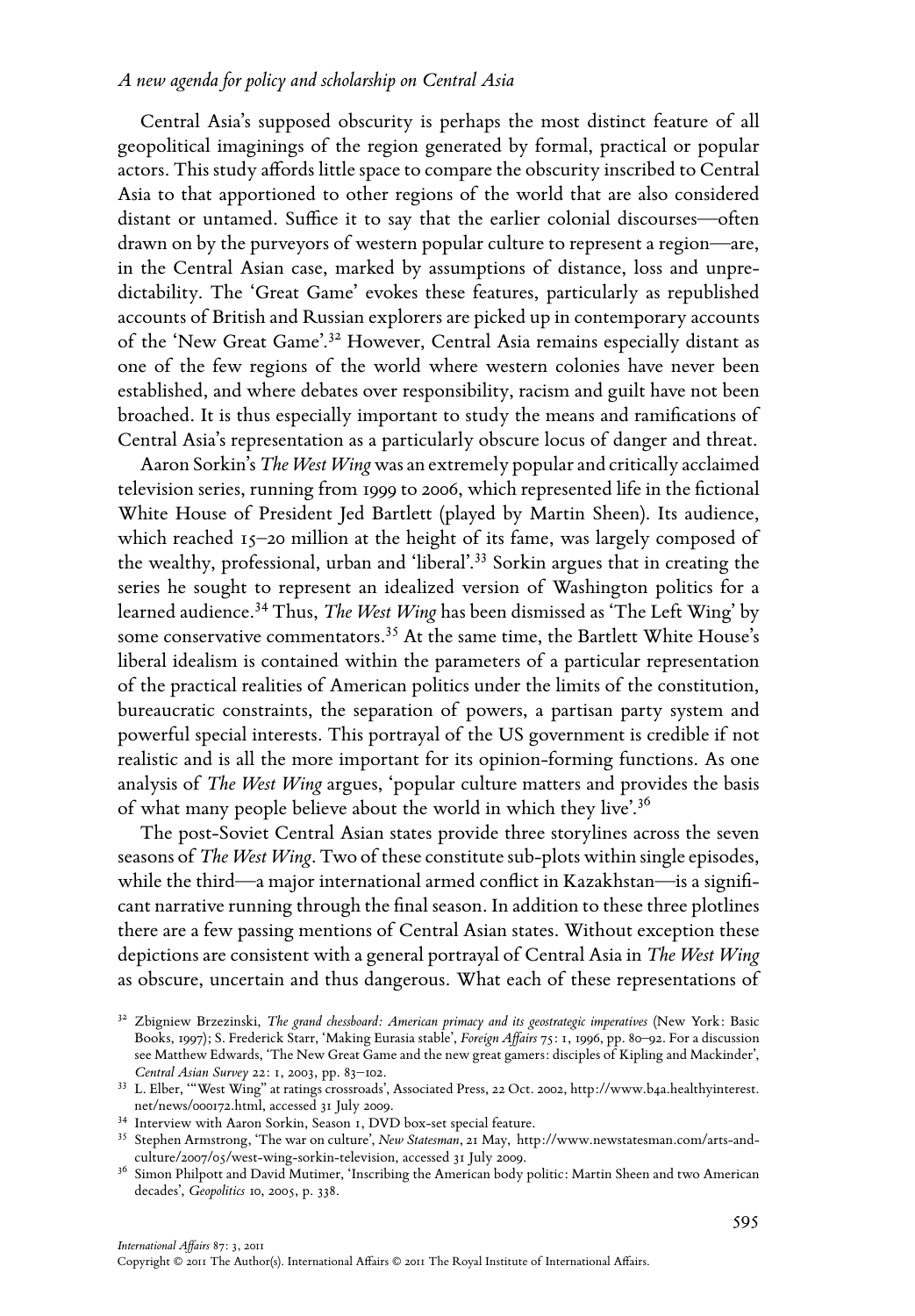Central Asia's supposed obscurity is perhaps the most distinct feature of all geopolitical imaginings of the region generated by formal, practical or popular actors. This study affords little space to compare the obscurity inscribed to Central Asia to that apportioned to other regions of the world that are also considered distant or untamed. Suffice it to say that the earlier colonial discourses—often drawn on by the purveyors of western popular culture to represent a region—are, in the Central Asian case, marked by assumptions of distance, loss and unpredictability. The 'Great Game' evokes these features, particularly as republished accounts of British and Russian explorers are picked up in contemporary accounts of the 'New Great Game'.[32] However, Central Asia remains especially distant as one of the few regions of the world where western colonies have never been established, and where debates over responsibility, racism and guilt have not been broached. It is thus especially important to study the means and ramifications of Central Asia's representation as a particularly obscure locus of danger and threat.

Aaron Sorkin's *The West Wing* was an extremely popular and critically acclaimed television series, running from 1999 to 2006, which represented life in the fictional White House of President Jed Bartlett (played by Martin Sheen). Its audience, which reached 15–20 million at the height of its fame, was largely composed of the wealthy, professional, urban and 'liberal'.[33] Sorkin argues that in creating the series he sought to represent an idealized version of Washington politics for a learned audience.[34] Thus, *The West Wing* has been dismissed as 'The Left Wing' by some conservative commentators.[35] At the same time, the Bartlett White House's liberal idealism is contained within the parameters of a particular representation of the practical realities of American politics under the limits of the constitution, bureaucratic constraints, the separation of powers, a partisan party system and powerful special interests. This portrayal of the US government is credible if not realistic and is all the more important for its opinion-forming functions. As one analysis of *The West Wing* argues, 'popular culture matters and provides the basis of what many people believe about the world in which they live'.[36]

The post-Soviet Central Asian states provide three storylines across the seven seasons of *The West Wing*. Two of these constitute sub-plots within single episodes, while the third—a major international armed conflict in Kazakhstan—is a significant narrative running through the final season. In addition to these three plotlines there are a few passing mentions of Central Asian states. Without exception these depictions are consistent with a general portrayal of Central Asia in *The West Wing* as obscure, uncertain and thus dangerous. What each of these representations of

[32] Zbigniew Brzezinski, *The grand chessboard: American primacy and its geostrategic imperatives* (New York: Basic Books, 1997); S. Frederick Starr, 'Making Eurasia stable', *Foreign Affairs* 75: 1, 1996, pp. 80–92. For a discussion see Matthew Edwards, 'The New Great Game and the new great gamers: disciples of Kipling and Mackinder', *Central Asian Survey* 22: 1, 2003, pp. 83–102.

[33] L. Elber, '"West Wing" at ratings crossroads', Associated Press, 22 Oct. 2002, http://www.b4a.healthyinterest.net/news/000172.html, accessed 31 July 2009.

[34] Interview with Aaron Sorkin, Season 1, DVD box-set special feature.

[35] Stephen Armstrong, 'The war on culture', *New Statesman*, 21 May, http://www.newstatesman.com/arts-and-culture/2007/05/west-wing-sorkin-television, accessed 31 July 2009.

[36] Simon Philpott and David Mutimer, 'Inscribing the American body politic: Martin Sheen and two American decades', *Geopolitics* 10, 2005, p. 338.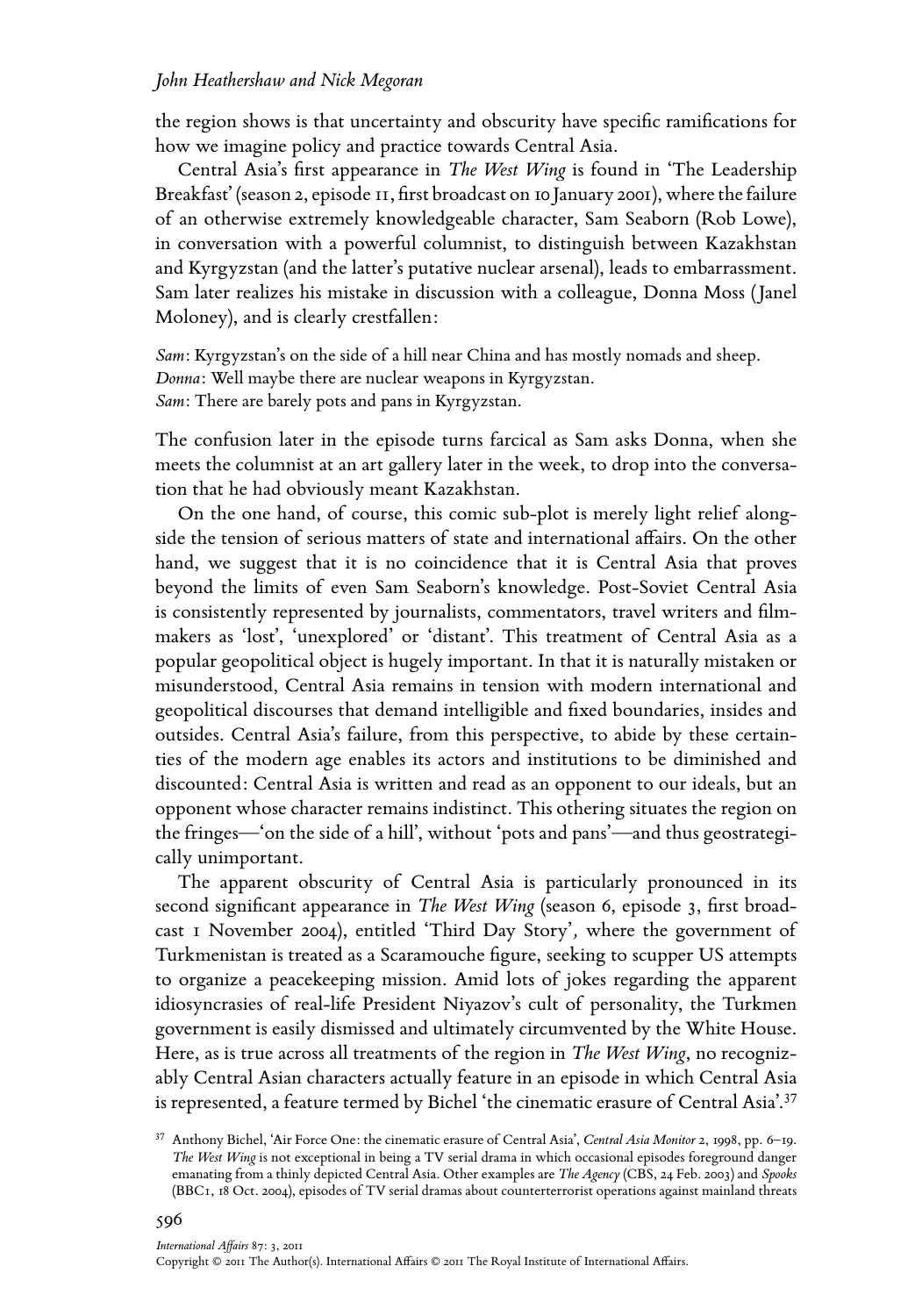the region shows is that uncertainty and obscurity have specific ramifications for how we imagine policy and practice towards Central Asia.

Central Asia's first appearance in *The West Wing* is found in 'The Leadership Breakfast' (season 2, episode 11, first broadcast on 10 January 2001), where the failure of an otherwise extremely knowledgeable character, Sam Seaborn (Rob Lowe), in conversation with a powerful columnist, to distinguish between Kazakhstan and Kyrgyzstan (and the latter's putative nuclear arsenal), leads to embarrassment. Sam later realizes his mistake in discussion with a colleague, Donna Moss (Janel Moloney), and is clearly crestfallen:

*Sam*: Kyrgyzstan's on the side of a hill near China and has mostly nomads and sheep.
*Donna*: Well maybe there are nuclear weapons in Kyrgyzstan.
*Sam*: There are barely pots and pans in Kyrgyzstan.

The confusion later in the episode turns farcical as Sam asks Donna, when she meets the columnist at an art gallery later in the week, to drop into the conversation that he had obviously meant Kazakhstan.

On the one hand, of course, this comic sub-plot is merely light relief alongside the tension of serious matters of state and international affairs. On the other hand, we suggest that it is no coincidence that it is Central Asia that proves beyond the limits of even Sam Seaborn's knowledge. Post-Soviet Central Asia is consistently represented by journalists, commentators, travel writers and filmmakers as 'lost', 'unexplored' or 'distant'. This treatment of Central Asia as a popular geopolitical object is hugely important. In that it is naturally mistaken or misunderstood, Central Asia remains in tension with modern international and geopolitical discourses that demand intelligible and fixed boundaries, insides and outsides. Central Asia's failure, from this perspective, to abide by these certainties of the modern age enables its actors and institutions to be diminished and discounted: Central Asia is written and read as an opponent to our ideals, but an opponent whose character remains indistinct. This othering situates the region on the fringes—'on the side of a hill', without 'pots and pans'—and thus geostrategically unimportant.

The apparent obscurity of Central Asia is particularly pronounced in its second significant appearance in *The West Wing* (season 6, episode 3, first broadcast 1 November 2004), entitled 'Third Day Story', where the government of Turkmenistan is treated as a Scaramouche figure, seeking to scupper US attempts to organize a peacekeeping mission. Amid lots of jokes regarding the apparent idiosyncrasies of real-life President Niyazov's cult of personality, the Turkmen government is easily dismissed and ultimately circumvented by the White House. Here, as is true across all treatments of the region in *The West Wing*, no recognizably Central Asian characters actually feature in an episode in which Central Asia is represented, a feature termed by Bichel 'the cinematic erasure of Central Asia'.[37]

[37] Anthony Bichel, 'Air Force One: the cinematic erasure of Central Asia', *Central Asia Monitor* 2, 1998, pp. 6–19. *The West Wing* is not exceptional in being a TV serial drama in which occasional episodes foreground danger emanating from a thinly depicted Central Asia. Other examples are *The Agency* (CBS, 24 Feb. 2003) and *Spooks* (BBC1, 18 Oct. 2004), episodes of TV serial dramas about counterterrorist operations against mainland threats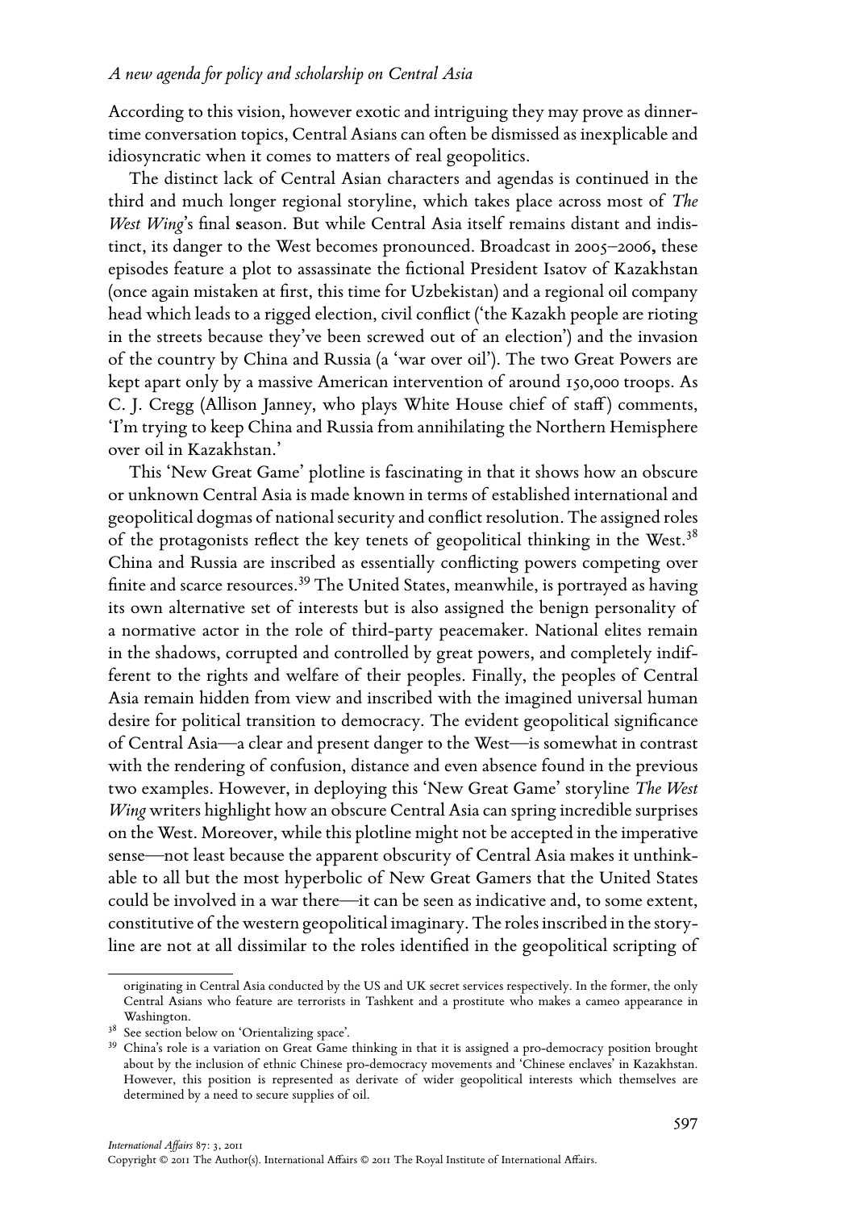According to this vision, however exotic and intriguing they may prove as dinner-time conversation topics, Central Asians can often be dismissed as inexplicable and idiosyncratic when it comes to matters of real geopolitics.

The distinct lack of Central Asian characters and agendas is continued in the third and much longer regional storyline, which takes place across most of *The West Wing*'s final season. But while Central Asia itself remains distant and indistinct, its danger to the West becomes pronounced. Broadcast in 2005–2006, these episodes feature a plot to assassinate the fictional President Isatov of Kazakhstan (once again mistaken at first, this time for Uzbekistan) and a regional oil company head which leads to a rigged election, civil conflict ('the Kazakh people are rioting in the streets because they've been screwed out of an election') and the invasion of the country by China and Russia (a 'war over oil'). The two Great Powers are kept apart only by a massive American intervention of around 150,000 troops. As C. J. Cregg (Allison Janney, who plays White House chief of staff) comments, 'I'm trying to keep China and Russia from annihilating the Northern Hemisphere over oil in Kazakhstan.'

This 'New Great Game' plotline is fascinating in that it shows how an obscure or unknown Central Asia is made known in terms of established international and geopolitical dogmas of national security and conflict resolution. The assigned roles of the protagonists reflect the key tenets of geopolitical thinking in the West.[38] China and Russia are inscribed as essentially conflicting powers competing over finite and scarce resources.[39] The United States, meanwhile, is portrayed as having its own alternative set of interests but is also assigned the benign personality of a normative actor in the role of third-party peacemaker. National elites remain in the shadows, corrupted and controlled by great powers, and completely indifferent to the rights and welfare of their peoples. Finally, the peoples of Central Asia remain hidden from view and inscribed with the imagined universal human desire for political transition to democracy. The evident geopolitical significance of Central Asia—a clear and present danger to the West—is somewhat in contrast with the rendering of confusion, distance and even absence found in the previous two examples. However, in deploying this 'New Great Game' storyline *The West Wing* writers highlight how an obscure Central Asia can spring incredible surprises on the West. Moreover, while this plotline might not be accepted in the imperative sense—not least because the apparent obscurity of Central Asia makes it unthinkable to all but the most hyperbolic of New Great Gamers that the United States could be involved in a war there—it can be seen as indicative and, to some extent, constitutive of the western geopolitical imaginary. The roles inscribed in the storyline are not at all dissimilar to the roles identified in the geopolitical scripting of

originating in Central Asia conducted by the US and UK secret services respectively. In the former, the only Central Asians who feature are terrorists in Tashkent and a prostitute who makes a cameo appearance in Washington.

[38] See section below on 'Orientalizing space'.

[39] China's role is a variation on Great Game thinking in that it is assigned a pro-democracy position brought about by the inclusion of ethnic Chinese pro-democracy movements and 'Chinese enclaves' in Kazakhstan. However, this position is represented as derivate of wider geopolitical interests which themselves are determined by a need to secure supplies of oil.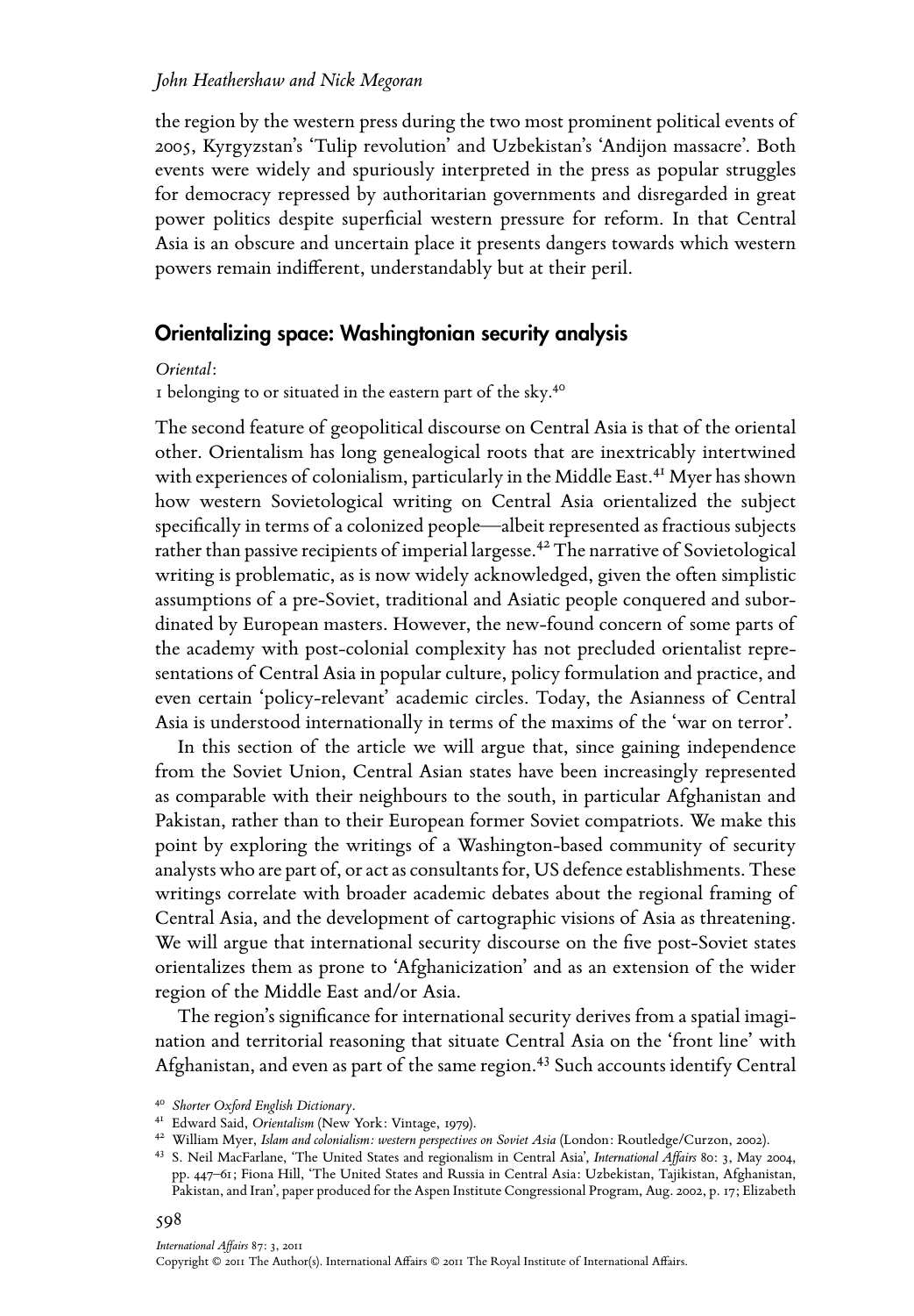the region by the western press during the two most prominent political events of 2005, Kyrgyzstan's 'Tulip revolution' and Uzbekistan's 'Andijon massacre'. Both events were widely and spuriously interpreted in the press as popular struggles for democracy repressed by authoritarian governments and disregarded in great power politics despite superficial western pressure for reform. In that Central Asia is an obscure and uncertain place it presents dangers towards which western powers remain indifferent, understandably but at their peril.

## Orientalizing space: Washingtonian security analysis

*Oriental*:
1 belonging to or situated in the eastern part of the sky.[40]

The second feature of geopolitical discourse on Central Asia is that of the oriental other. Orientalism has long genealogical roots that are inextricably intertwined with experiences of colonialism, particularly in the Middle East.[41] Myer has shown how western Sovietological writing on Central Asia orientalized the subject specifically in terms of a colonized people—albeit represented as fractious subjects rather than passive recipients of imperial largesse.[42] The narrative of Sovietological writing is problematic, as is now widely acknowledged, given the often simplistic assumptions of a pre-Soviet, traditional and Asiatic people conquered and subordinated by European masters. However, the new-found concern of some parts of the academy with post-colonial complexity has not precluded orientalist representations of Central Asia in popular culture, policy formulation and practice, and even certain 'policy-relevant' academic circles. Today, the Asianness of Central Asia is understood internationally in terms of the maxims of the 'war on terror'.

In this section of the article we will argue that, since gaining independence from the Soviet Union, Central Asian states have been increasingly represented as comparable with their neighbours to the south, in particular Afghanistan and Pakistan, rather than to their European former Soviet compatriots. We make this point by exploring the writings of a Washington-based community of security analysts who are part of, or act as consultants for, US defence establishments. These writings correlate with broader academic debates about the regional framing of Central Asia, and the development of cartographic visions of Asia as threatening. We will argue that international security discourse on the five post-Soviet states orientalizes them as prone to 'Afghanicization' and as an extension of the wider region of the Middle East and/or Asia.

The region's significance for international security derives from a spatial imagination and territorial reasoning that situate Central Asia on the 'front line' with Afghanistan, and even as part of the same region.[43] Such accounts identify Central

[40] *Shorter Oxford English Dictionary*.

[41] Edward Said, *Orientalism* (New York: Vintage, 1979).

[42] William Myer, *Islam and colonialism: western perspectives on Soviet Asia* (London: Routledge/Curzon, 2002).

[43] S. Neil MacFarlane, 'The United States and regionalism in Central Asia', *International Affairs* 80: 3, May 2004, pp. 447–61; Fiona Hill, 'The United States and Russia in Central Asia: Uzbekistan, Tajikistan, Afghanistan, Pakistan, and Iran', paper produced for the Aspen Institute Congressional Program, Aug. 2002, p. 17; Elizabeth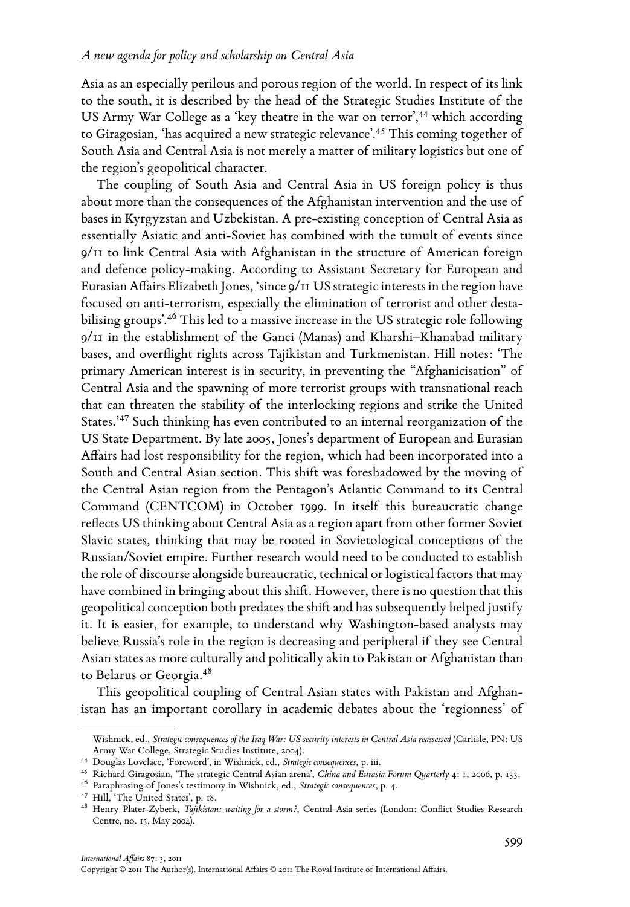Asia as an especially perilous and porous region of the world. In respect of its link to the south, it is described by the head of the Strategic Studies Institute of the US Army War College as a 'key theatre in the war on terror',[44] which according to Giragosian, 'has acquired a new strategic relevance'.[45] This coming together of South Asia and Central Asia is not merely a matter of military logistics but one of the region's geopolitical character.

The coupling of South Asia and Central Asia in US foreign policy is thus about more than the consequences of the Afghanistan intervention and the use of bases in Kyrgyzstan and Uzbekistan. A pre-existing conception of Central Asia as essentially Asiatic and anti-Soviet has combined with the tumult of events since 9/11 to link Central Asia with Afghanistan in the structure of American foreign and defence policy-making. According to Assistant Secretary for European and Eurasian Affairs Elizabeth Jones, 'since 9/11 US strategic interests in the region have focused on anti-terrorism, especially the elimination of terrorist and other destabilising groups'.[46] This led to a massive increase in the US strategic role following 9/11 in the establishment of the Ganci (Manas) and Kharshi–Khanabad military bases, and overflight rights across Tajikistan and Turkmenistan. Hill notes: 'The primary American interest is in security, in preventing the "Afghanicisation" of Central Asia and the spawning of more terrorist groups with transnational reach that can threaten the stability of the interlocking regions and strike the United States.'[47] Such thinking has even contributed to an internal reorganization of the US State Department. By late 2005, Jones's department of European and Eurasian Affairs had lost responsibility for the region, which had been incorporated into a South and Central Asian section. This shift was foreshadowed by the moving of the Central Asian region from the Pentagon's Atlantic Command to its Central Command (CENTCOM) in October 1999. In itself this bureaucratic change reflects US thinking about Central Asia as a region apart from other former Soviet Slavic states, thinking that may be rooted in Sovietological conceptions of the Russian/Soviet empire. Further research would need to be conducted to establish the role of discourse alongside bureaucratic, technical or logistical factors that may have combined in bringing about this shift. However, there is no question that this geopolitical conception both predates the shift and has subsequently helped justify it. It is easier, for example, to understand why Washington-based analysts may believe Russia's role in the region is decreasing and peripheral if they see Central Asian states as more culturally and politically akin to Pakistan or Afghanistan than to Belarus or Georgia.[48]

This geopolitical coupling of Central Asian states with Pakistan and Afghanistan has an important corollary in academic debates about the 'regionness' of

---

Wishnick, ed., *Strategic consequences of the Iraq War: US security interests in Central Asia reassessed* (Carlisle, PN: US Army War College, Strategic Studies Institute, 2004).

[44] Douglas Lovelace, 'Foreword', in Wishnick, ed., *Strategic consequences*, p. iii.

[45] Richard Giragosian, 'The strategic Central Asian arena', *China and Eurasia Forum Quarterly* 4: 1, 2006, p. 133.

[46] Paraphrasing of Jones's testimony in Wishnick, ed., *Strategic consequences*, p. 4.

[47] Hill, 'The United States', p. 18.

[48] Henry Plater-Zyberk, *Tajikistan: waiting for a storm?*, Central Asia series (London: Conflict Studies Research Centre, no. 13, May 2004).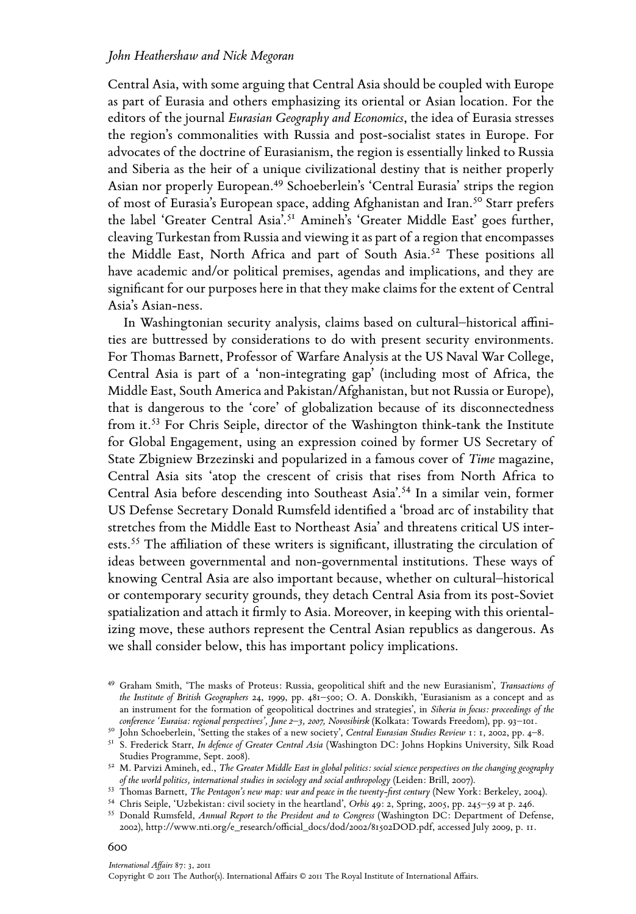Central Asia, with some arguing that Central Asia should be coupled with Europe as part of Eurasia and others emphasizing its oriental or Asian location. For the editors of the journal *Eurasian Geography and Economics*, the idea of Eurasia stresses the region's commonalities with Russia and post-socialist states in Europe. For advocates of the doctrine of Eurasianism, the region is essentially linked to Russia and Siberia as the heir of a unique civilizational destiny that is neither properly Asian nor properly European.[49] Schoeberlein's 'Central Eurasia' strips the region of most of Eurasia's European space, adding Afghanistan and Iran.[50] Starr prefers the label 'Greater Central Asia'.[51] Amineh's 'Greater Middle East' goes further, cleaving Turkestan from Russia and viewing it as part of a region that encompasses the Middle East, North Africa and part of South Asia.[52] These positions all have academic and/or political premises, agendas and implications, and they are significant for our purposes here in that they make claims for the extent of Central Asia's Asian-ness.

In Washingtonian security analysis, claims based on cultural–historical affinities are buttressed by considerations to do with present security environments. For Thomas Barnett, Professor of Warfare Analysis at the US Naval War College, Central Asia is part of a 'non-integrating gap' (including most of Africa, the Middle East, South America and Pakistan/Afghanistan, but not Russia or Europe), that is dangerous to the 'core' of globalization because of its disconnectedness from it.[53] For Chris Seiple, director of the Washington think-tank the Institute for Global Engagement, using an expression coined by former US Secretary of State Zbigniew Brzezinski and popularized in a famous cover of *Time* magazine, Central Asia sits 'atop the crescent of crisis that rises from North Africa to Central Asia before descending into Southeast Asia'.[54] In a similar vein, former US Defense Secretary Donald Rumsfeld identified a 'broad arc of instability that stretches from the Middle East to Northeast Asia' and threatens critical US interests.[55] The affiliation of these writers is significant, illustrating the circulation of ideas between governmental and non-governmental institutions. These ways of knowing Central Asia are also important because, whether on cultural–historical or contemporary security grounds, they detach Central Asia from its post-Soviet spatialization and attach it firmly to Asia. Moreover, in keeping with this orientalizing move, these authors represent the Central Asian republics as dangerous. As we shall consider below, this has important policy implications.

---

49 Graham Smith, 'The masks of Proteus: Russia, geopolitical shift and the new Eurasianism', *Transactions of the Institute of British Geographers* 24, 1999, pp. 481–500; O. A. Donskikh, 'Eurasianism as a concept and as an instrument for the formation of geopolitical doctrines and strategies', in *Siberia in focus: proceedings of the conference 'Euraisa: regional perspectives', June 2–3, 2007, Novosibirsk* (Kolkata: Towards Freedom), pp. 93–101.

50 John Schoeberlein, 'Setting the stakes of a new society', *Central Eurasian Studies Review* 1: 1, 2002, pp. 4–8.

51 S. Frederick Starr, *In defence of Greater Central Asia* (Washington DC: Johns Hopkins University, Silk Road Studies Programme, Sept. 2008).

52 M. Parvizi Amineh, ed., *The Greater Middle East in global politics: social science perspectives on the changing geography of the world politics, international studies in sociology and social anthropology* (Leiden: Brill, 2007).

53 Thomas Barnett, *The Pentagon's new map: war and peace in the twenty-first century* (New York: Berkeley, 2004).

54 Chris Seiple, 'Uzbekistan: civil society in the heartland', *Orbis* 49: 2, Spring, 2005, pp. 245–59 at p. 246.

55 Donald Rumsfeld, *Annual Report to the President and to Congress* (Washington DC: Department of Defense, 2002), http://www.nti.org/e_research/official_docs/dod/2002/81502DOD.pdf, accessed July 2009, p. 11.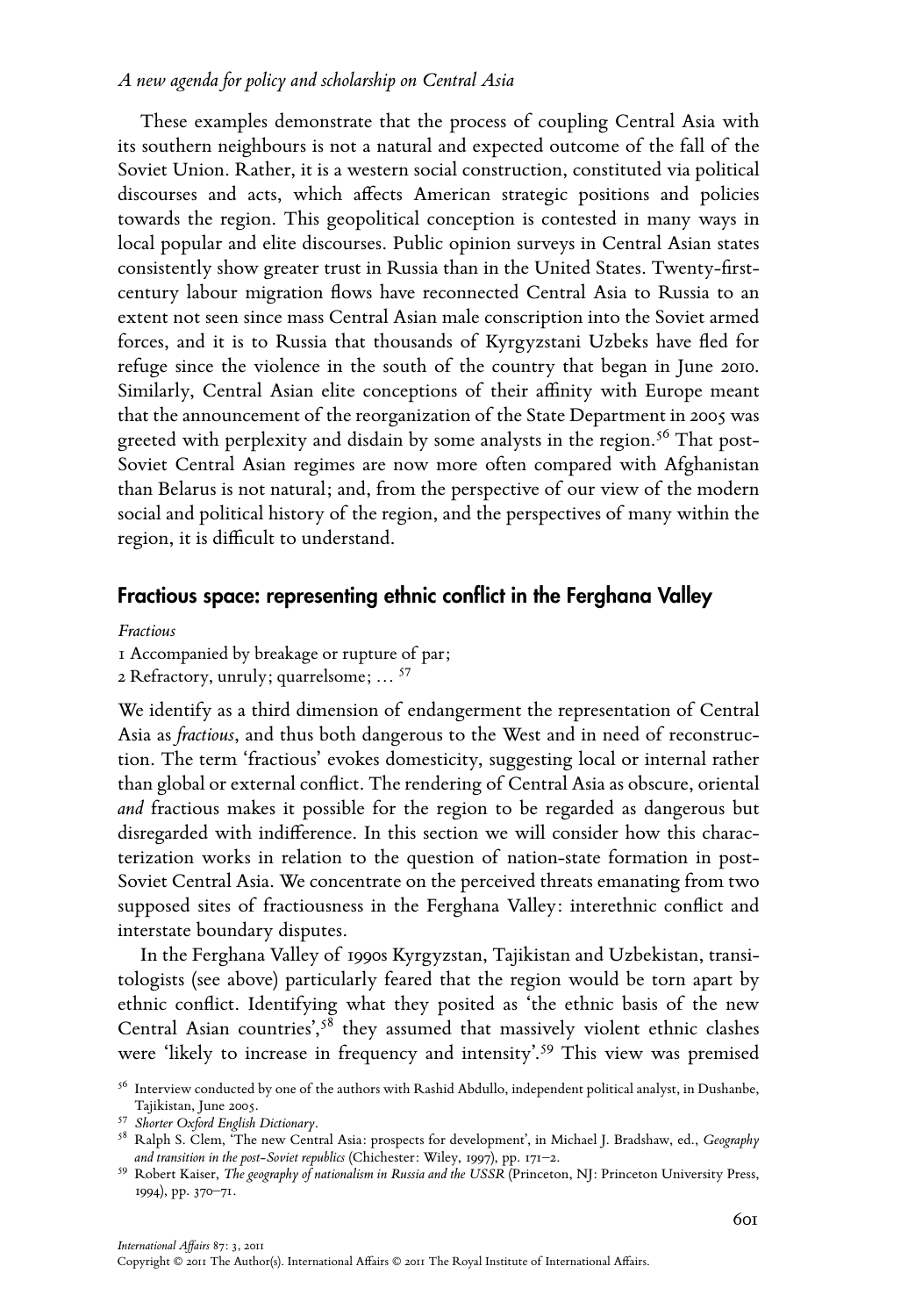These examples demonstrate that the process of coupling Central Asia with its southern neighbours is not a natural and expected outcome of the fall of the Soviet Union. Rather, it is a western social construction, constituted via political discourses and acts, which affects American strategic positions and policies towards the region. This geopolitical conception is contested in many ways in local popular and elite discourses. Public opinion surveys in Central Asian states consistently show greater trust in Russia than in the United States. Twenty-first-century labour migration flows have reconnected Central Asia to Russia to an extent not seen since mass Central Asian male conscription into the Soviet armed forces, and it is to Russia that thousands of Kyrgyzstani Uzbeks have fled for refuge since the violence in the south of the country that began in June 2010. Similarly, Central Asian elite conceptions of their affinity with Europe meant that the announcement of the reorganization of the State Department in 2005 was greeted with perplexity and disdain by some analysts in the region.[56] That post-Soviet Central Asian regimes are now more often compared with Afghanistan than Belarus is not natural; and, from the perspective of our view of the modern social and political history of the region, and the perspectives of many within the region, it is difficult to understand.

## Fractious space: representing ethnic conflict in the Ferghana Valley

*Fractious*

1 Accompanied by breakage or rupture of par;
2 Refractory, unruly; quarrelsome; ... [57]

We identify as a third dimension of endangerment the representation of Central Asia as *fractious*, and thus both dangerous to the West and in need of reconstruction. The term 'fractious' evokes domesticity, suggesting local or internal rather than global or external conflict. The rendering of Central Asia as obscure, oriental *and* fractious makes it possible for the region to be regarded as dangerous but disregarded with indifference. In this section we will consider how this characterization works in relation to the question of nation-state formation in post-Soviet Central Asia. We concentrate on the perceived threats emanating from two supposed sites of fractiousness in the Ferghana Valley: interethnic conflict and interstate boundary disputes.

In the Ferghana Valley of 1990s Kyrgyzstan, Tajikistan and Uzbekistan, transitologists (see above) particularly feared that the region would be torn apart by ethnic conflict. Identifying what they posited as 'the ethnic basis of the new Central Asian countries',[58] they assumed that massively violent ethnic clashes were 'likely to increase in frequency and intensity'.[59] This view was premised

[56] Interview conducted by one of the authors with Rashid Abdullo, independent political analyst, in Dushanbe, Tajikistan, June 2005.

[57] *Shorter Oxford English Dictionary*.

[58] Ralph S. Clem, 'The new Central Asia: prospects for development', in Michael J. Bradshaw, ed., *Geography and transition in the post-Soviet republics* (Chichester: Wiley, 1997), pp. 171–2.

[59] Robert Kaiser, *The geography of nationalism in Russia and the USSR* (Princeton, NJ: Princeton University Press, 1994), pp. 370–71.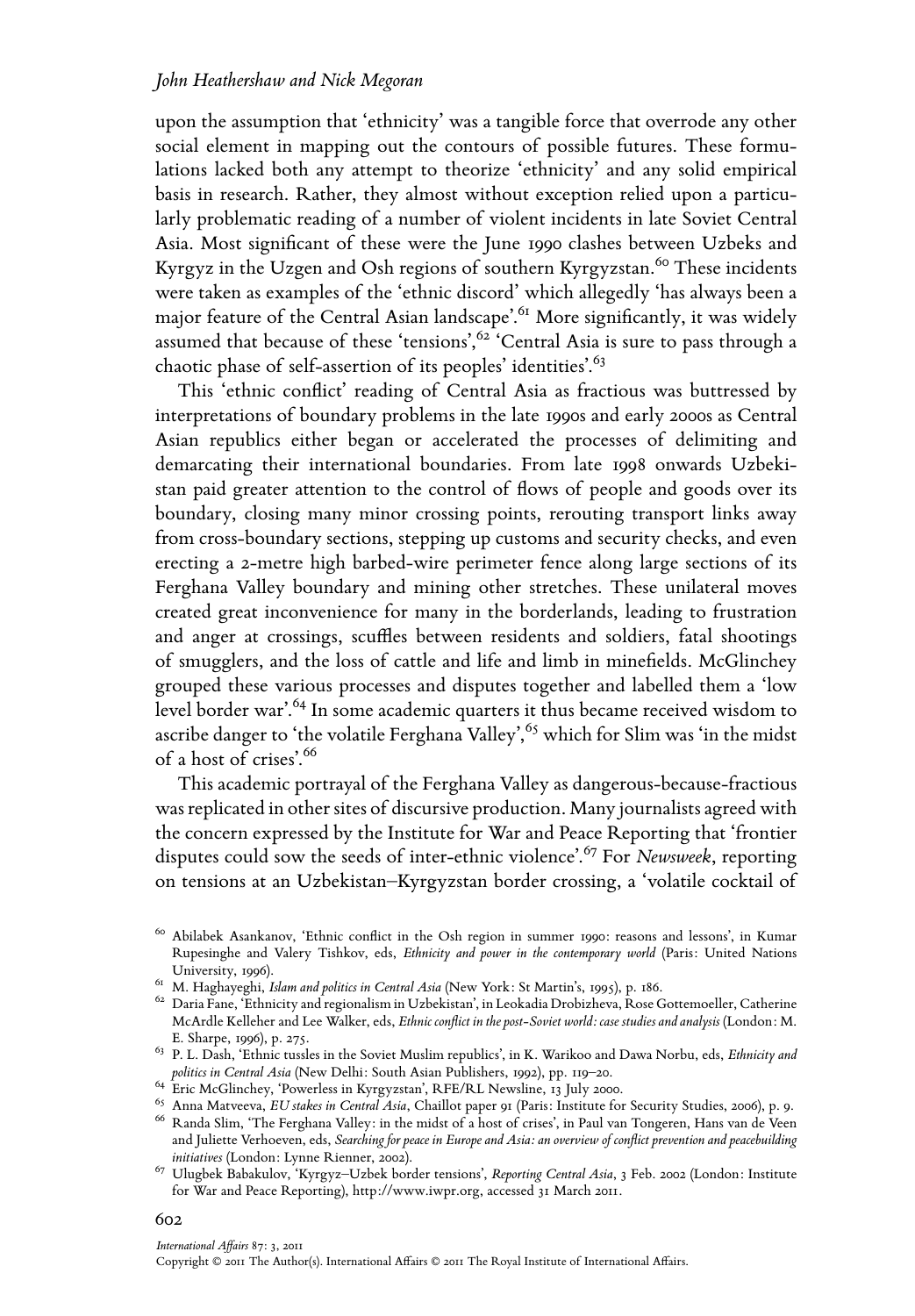upon the assumption that 'ethnicity' was a tangible force that overrode any other social element in mapping out the contours of possible futures. These formulations lacked both any attempt to theorize 'ethnicity' and any solid empirical basis in research. Rather, they almost without exception relied upon a particularly problematic reading of a number of violent incidents in late Soviet Central Asia. Most significant of these were the June 1990 clashes between Uzbeks and Kyrgyz in the Uzgen and Osh regions of southern Kyrgyzstan.[60] These incidents were taken as examples of the 'ethnic discord' which allegedly 'has always been a major feature of the Central Asian landscape'.[61] More significantly, it was widely assumed that because of these 'tensions',[62] 'Central Asia is sure to pass through a chaotic phase of self-assertion of its peoples' identities'.[63]

This 'ethnic conflict' reading of Central Asia as fractious was buttressed by interpretations of boundary problems in the late 1990s and early 2000s as Central Asian republics either began or accelerated the processes of delimiting and demarcating their international boundaries. From late 1998 onwards Uzbekistan paid greater attention to the control of flows of people and goods over its boundary, closing many minor crossing points, rerouting transport links away from cross-boundary sections, stepping up customs and security checks, and even erecting a 2-metre high barbed-wire perimeter fence along large sections of its Ferghana Valley boundary and mining other stretches. These unilateral moves created great inconvenience for many in the borderlands, leading to frustration and anger at crossings, scuffles between residents and soldiers, fatal shootings of smugglers, and the loss of cattle and life and limb in minefields. McGlinchey grouped these various processes and disputes together and labelled them a 'low level border war'.[64] In some academic quarters it thus became received wisdom to ascribe danger to 'the volatile Ferghana Valley',[65] which for Slim was 'in the midst of a host of crises'.[66]

This academic portrayal of the Ferghana Valley as dangerous-because-fractious was replicated in other sites of discursive production. Many journalists agreed with the concern expressed by the Institute for War and Peace Reporting that 'frontier disputes could sow the seeds of inter-ethnic violence'.[67] For *Newsweek*, reporting on tensions at an Uzbekistan–Kyrgyzstan border crossing, a 'volatile cocktail of

---

[60] Abilabek Asankanov, 'Ethnic conflict in the Osh region in summer 1990: reasons and lessons', in Kumar Rupesinghe and Valery Tishkov, eds, *Ethnicity and power in the contemporary world* (Paris: United Nations University, 1996).

[61] M. Haghayeghi, *Islam and politics in Central Asia* (New York: St Martin's, 1995), p. 186.

[62] Daria Fane, 'Ethnicity and regionalism in Uzbekistan', in Leokadia Drobizheva, Rose Gottemoeller, Catherine McArdle Kelleher and Lee Walker, eds, *Ethnic conflict in the post-Soviet world: case studies and analysis* (London: M. E. Sharpe, 1996), p. 275.

[63] P. L. Dash, 'Ethnic tussles in the Soviet Muslim republics', in K. Warikoo and Dawa Norbu, eds, *Ethnicity and politics in Central Asia* (New Delhi: South Asian Publishers, 1992), pp. 119–20.

[64] Eric McGlinchey, 'Powerless in Kyrgyzstan', RFE/RL Newsline, 13 July 2000.

[65] Anna Matveeva, *EU stakes in Central Asia*, Chaillot paper 91 (Paris: Institute for Security Studies, 2006), p. 9.

[66] Randa Slim, 'The Ferghana Valley: in the midst of a host of crises', in Paul van Tongeren, Hans van de Veen and Juliette Verhoeven, eds, *Searching for peace in Europe and Asia: an overview of conflict prevention and peacebuilding initiatives* (London: Lynne Rienner, 2002).

[67] Ulugbek Babakulov, 'Kyrgyz–Uzbek border tensions', *Reporting Central Asia*, 3 Feb. 2002 (London: Institute for War and Peace Reporting), http://www.iwpr.org, accessed 31 March 2011.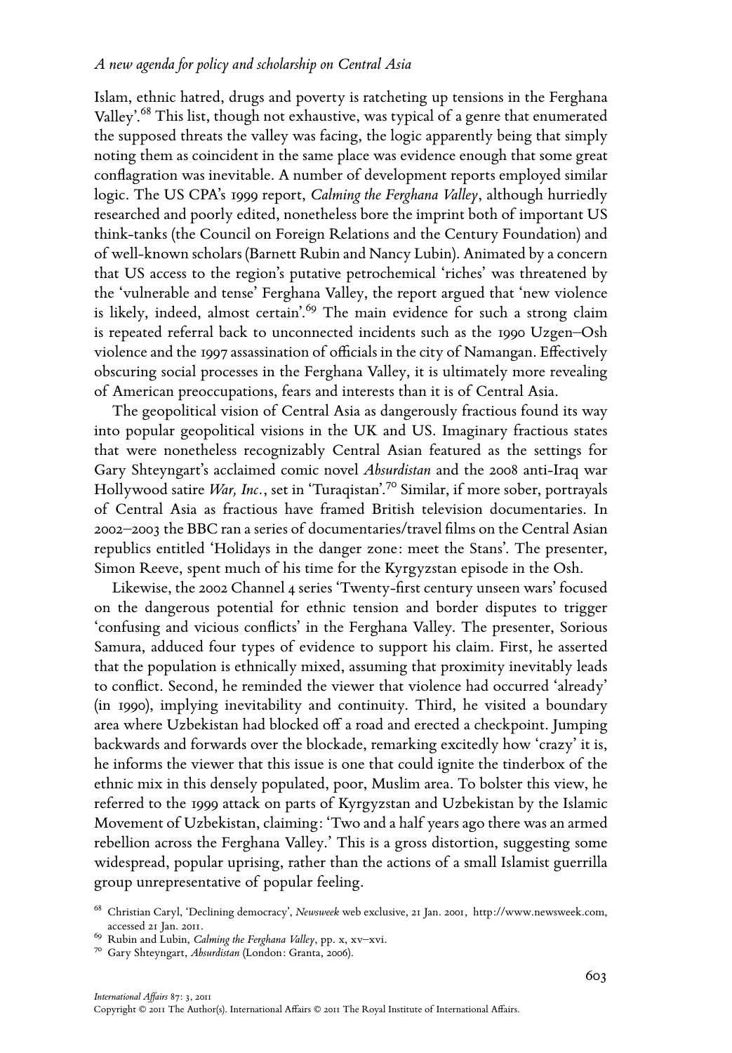Islam, ethnic hatred, drugs and poverty is ratcheting up tensions in the Ferghana Valley'.[68] This list, though not exhaustive, was typical of a genre that enumerated the supposed threats the valley was facing, the logic apparently being that simply noting them as coincident in the same place was evidence enough that some great conflagration was inevitable. A number of development reports employed similar logic. The US CPA's 1999 report, *Calming the Ferghana Valley*, although hurriedly researched and poorly edited, nonetheless bore the imprint both of important US think-tanks (the Council on Foreign Relations and the Century Foundation) and of well-known scholars (Barnett Rubin and Nancy Lubin). Animated by a concern that US access to the region's putative petrochemical 'riches' was threatened by the 'vulnerable and tense' Ferghana Valley, the report argued that 'new violence is likely, indeed, almost certain'.[69] The main evidence for such a strong claim is repeated referral back to unconnected incidents such as the 1990 Uzgen–Osh violence and the 1997 assassination of officials in the city of Namangan. Effectively obscuring social processes in the Ferghana Valley, it is ultimately more revealing of American preoccupations, fears and interests than it is of Central Asia.

The geopolitical vision of Central Asia as dangerously fractious found its way into popular geopolitical visions in the UK and US. Imaginary fractious states that were nonetheless recognizably Central Asian featured as the settings for Gary Shteyngart's acclaimed comic novel *Absurdistan* and the 2008 anti-Iraq war Hollywood satire *War, Inc.*, set in 'Turaqistan'.[70] Similar, if more sober, portrayals of Central Asia as fractious have framed British television documentaries. In 2002–2003 the BBC ran a series of documentaries/travel films on the Central Asian republics entitled 'Holidays in the danger zone: meet the Stans'. The presenter, Simon Reeve, spent much of his time for the Kyrgyzstan episode in the Osh.

Likewise, the 2002 Channel 4 series 'Twenty-first century unseen wars' focused on the dangerous potential for ethnic tension and border disputes to trigger 'confusing and vicious conflicts' in the Ferghana Valley. The presenter, Sorious Samura, adduced four types of evidence to support his claim. First, he asserted that the population is ethnically mixed, assuming that proximity inevitably leads to conflict. Second, he reminded the viewer that violence had occurred 'already' (in 1990), implying inevitability and continuity. Third, he visited a boundary area where Uzbekistan had blocked off a road and erected a checkpoint. Jumping backwards and forwards over the blockade, remarking excitedly how 'crazy' it is, he informs the viewer that this issue is one that could ignite the tinderbox of the ethnic mix in this densely populated, poor, Muslim area. To bolster this view, he referred to the 1999 attack on parts of Kyrgyzstan and Uzbekistan by the Islamic Movement of Uzbekistan, claiming: 'Two and a half years ago there was an armed rebellion across the Ferghana Valley.' This is a gross distortion, suggesting some widespread, popular uprising, rather than the actions of a small Islamist guerrilla group unrepresentative of popular feeling.

[68] Christian Caryl, 'Declining democracy', *Newsweek* web exclusive, 21 Jan. 2001, http://www.newsweek.com, accessed 21 Jan. 2011.

[69] Rubin and Lubin, *Calming the Ferghana Valley*, pp. x, xv–xvi.

[70] Gary Shteyngart, *Absurdistan* (London: Granta, 2006).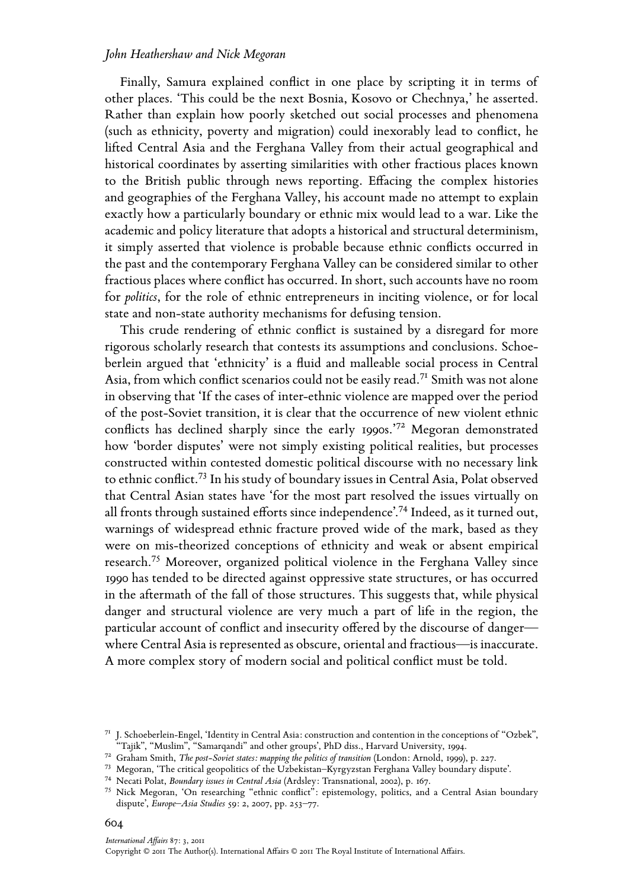Finally, Samura explained conflict in one place by scripting it in terms of other places. 'This could be the next Bosnia, Kosovo or Chechnya,' he asserted. Rather than explain how poorly sketched out social processes and phenomena (such as ethnicity, poverty and migration) could inexorably lead to conflict, he lifted Central Asia and the Ferghana Valley from their actual geographical and historical coordinates by asserting similarities with other fractious places known to the British public through news reporting. Effacing the complex histories and geographies of the Ferghana Valley, his account made no attempt to explain exactly how a particularly boundary or ethnic mix would lead to a war. Like the academic and policy literature that adopts a historical and structural determinism, it simply asserted that violence is probable because ethnic conflicts occurred in the past and the contemporary Ferghana Valley can be considered similar to other fractious places where conflict has occurred. In short, such accounts have no room for *politics*, for the role of ethnic entrepreneurs in inciting violence, or for local state and non-state authority mechanisms for defusing tension.

This crude rendering of ethnic conflict is sustained by a disregard for more rigorous scholarly research that contests its assumptions and conclusions. Schoeberlein argued that 'ethnicity' is a fluid and malleable social process in Central Asia, from which conflict scenarios could not be easily read.[71] Smith was not alone in observing that 'If the cases of inter-ethnic violence are mapped over the period of the post-Soviet transition, it is clear that the occurrence of new violent ethnic conflicts has declined sharply since the early 1990s.'[72] Megoran demonstrated how 'border disputes' were not simply existing political realities, but processes constructed within contested domestic political discourse with no necessary link to ethnic conflict.[73] In his study of boundary issues in Central Asia, Polat observed that Central Asian states have 'for the most part resolved the issues virtually on all fronts through sustained efforts since independence'.[74] Indeed, as it turned out, warnings of widespread ethnic fracture proved wide of the mark, based as they were on mis-theorized conceptions of ethnicity and weak or absent empirical research.[75] Moreover, organized political violence in the Ferghana Valley since 1990 has tended to be directed against oppressive state structures, or has occurred in the aftermath of the fall of those structures. This suggests that, while physical danger and structural violence are very much a part of life in the region, the particular account of conflict and insecurity offered by the discourse of danger—where Central Asia is represented as obscure, oriental and fractious—is inaccurate. A more complex story of modern social and political conflict must be told.

---

[71] J. Schoeberlein-Engel, 'Identity in Central Asia: construction and contention in the conceptions of "Ozbek", "Tajik", "Muslim", "Samarqandi" and other groups', PhD diss., Harvard University, 1994.

[72] Graham Smith, *The post-Soviet states: mapping the politics of transition* (London: Arnold, 1999), p. 227.

[73] Megoran, 'The critical geopolitics of the Uzbekistan–Kyrgyzstan Ferghana Valley boundary dispute'.

[74] Necati Polat, *Boundary issues in Central Asia* (Ardsley: Transnational, 2002), p. 167.

[75] Nick Megoran, 'On researching "ethnic conflict": epistemology, politics, and a Central Asian boundary dispute', *Europe–Asia Studies* 59: 2, 2007, pp. 253–77.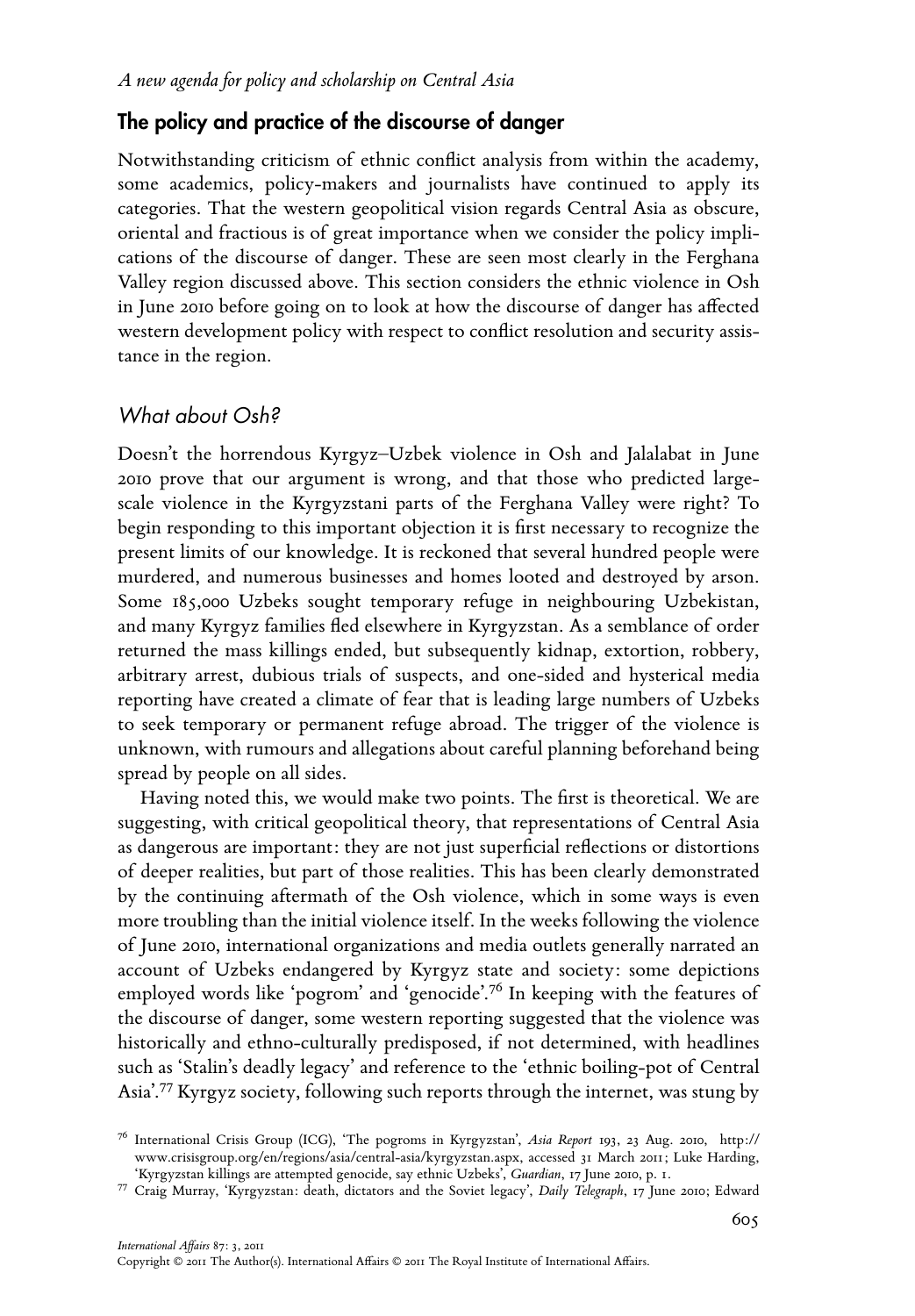## The policy and practice of the discourse of danger

Notwithstanding criticism of ethnic conflict analysis from within the academy, some academics, policy-makers and journalists have continued to apply its categories. That the western geopolitical vision regards Central Asia as obscure, oriental and fractious is of great importance when we consider the policy implications of the discourse of danger. These are seen most clearly in the Ferghana Valley region discussed above. This section considers the ethnic violence in Osh in June 2010 before going on to look at how the discourse of danger has affected western development policy with respect to conflict resolution and security assistance in the region.

### *What about Osh?*

Doesn't the horrendous Kyrgyz–Uzbek violence in Osh and Jalalabat in June 2010 prove that our argument is wrong, and that those who predicted large-scale violence in the Kyrgyzstani parts of the Ferghana Valley were right? To begin responding to this important objection it is first necessary to recognize the present limits of our knowledge. It is reckoned that several hundred people were murdered, and numerous businesses and homes looted and destroyed by arson. Some 185,000 Uzbeks sought temporary refuge in neighbouring Uzbekistan, and many Kyrgyz families fled elsewhere in Kyrgyzstan. As a semblance of order returned the mass killings ended, but subsequently kidnap, extortion, robbery, arbitrary arrest, dubious trials of suspects, and one-sided and hysterical media reporting have created a climate of fear that is leading large numbers of Uzbeks to seek temporary or permanent refuge abroad. The trigger of the violence is unknown, with rumours and allegations about careful planning beforehand being spread by people on all sides.

Having noted this, we would make two points. The first is theoretical. We are suggesting, with critical geopolitical theory, that representations of Central Asia as dangerous are important: they are not just superficial reflections or distortions of deeper realities, but part of those realities. This has been clearly demonstrated by the continuing aftermath of the Osh violence, which in some ways is even more troubling than the initial violence itself. In the weeks following the violence of June 2010, international organizations and media outlets generally narrated an account of Uzbeks endangered by Kyrgyz state and society: some depictions employed words like 'pogrom' and 'genocide'.[76] In keeping with the features of the discourse of danger, some western reporting suggested that the violence was historically and ethno-culturally predisposed, if not determined, with headlines such as 'Stalin's deadly legacy' and reference to the 'ethnic boiling-pot of Central Asia'.[77] Kyrgyz society, following such reports through the internet, was stung by

[76] International Crisis Group (ICG), 'The pogroms in Kyrgyzstan', *Asia Report* 193, 23 Aug. 2010, http://www.crisisgroup.org/en/regions/asia/central-asia/kyrgyzstan.aspx, accessed 31 March 2011; Luke Harding, 'Kyrgyzstan killings are attempted genocide, say ethnic Uzbeks', *Guardian*, 17 June 2010, p. 1.

[77] Craig Murray, 'Kyrgyzstan: death, dictators and the Soviet legacy', *Daily Telegraph*, 17 June 2010; Edward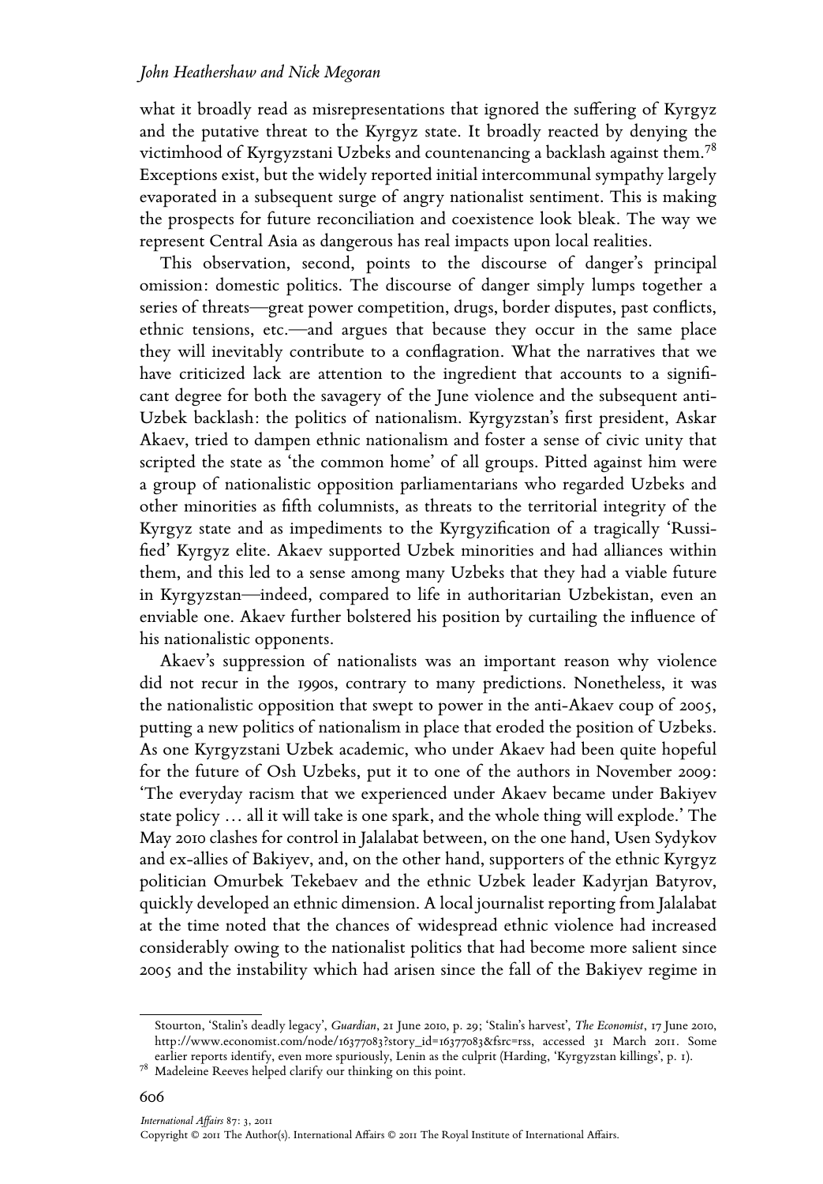what it broadly read as misrepresentations that ignored the suffering of Kyrgyz and the putative threat to the Kyrgyz state. It broadly reacted by denying the victimhood of Kyrgyzstani Uzbeks and countenancing a backlash against them.[78] Exceptions exist, but the widely reported initial intercommunal sympathy largely evaporated in a subsequent surge of angry nationalist sentiment. This is making the prospects for future reconciliation and coexistence look bleak. The way we represent Central Asia as dangerous has real impacts upon local realities.

This observation, second, points to the discourse of danger's principal omission: domestic politics. The discourse of danger simply lumps together a series of threats—great power competition, drugs, border disputes, past conflicts, ethnic tensions, etc.—and argues that because they occur in the same place they will inevitably contribute to a conflagration. What the narratives that we have criticized lack are attention to the ingredient that accounts to a significant degree for both the savagery of the June violence and the subsequent anti-Uzbek backlash: the politics of nationalism. Kyrgyzstan's first president, Askar Akaev, tried to dampen ethnic nationalism and foster a sense of civic unity that scripted the state as 'the common home' of all groups. Pitted against him were a group of nationalistic opposition parliamentarians who regarded Uzbeks and other minorities as fifth columnists, as threats to the territorial integrity of the Kyrgyz state and as impediments to the Kyrgyzification of a tragically 'Russified' Kyrgyz elite. Akaev supported Uzbek minorities and had alliances within them, and this led to a sense among many Uzbeks that they had a viable future in Kyrgyzstan—indeed, compared to life in authoritarian Uzbekistan, even an enviable one. Akaev further bolstered his position by curtailing the influence of his nationalistic opponents.

Akaev's suppression of nationalists was an important reason why violence did not recur in the 1990s, contrary to many predictions. Nonetheless, it was the nationalistic opposition that swept to power in the anti-Akaev coup of 2005, putting a new politics of nationalism in place that eroded the position of Uzbeks. As one Kyrgyzstani Uzbek academic, who under Akaev had been quite hopeful for the future of Osh Uzbeks, put it to one of the authors in November 2009: 'The everyday racism that we experienced under Akaev became under Bakiyev state policy … all it will take is one spark, and the whole thing will explode.' The May 2010 clashes for control in Jalalabat between, on the one hand, Usen Sydykov and ex-allies of Bakiyev, and, on the other hand, supporters of the ethnic Kyrgyz politician Omurbek Tekebaev and the ethnic Uzbek leader Kadyrjan Batyrov, quickly developed an ethnic dimension. A local journalist reporting from Jalalabat at the time noted that the chances of widespread ethnic violence had increased considerably owing to the nationalist politics that had become more salient since 2005 and the instability which had arisen since the fall of the Bakiyev regime in

Stourton, 'Stalin's deadly legacy', *Guardian*, 21 June 2010, p. 29; 'Stalin's harvest', *The Economist*, 17 June 2010, http://www.economist.com/node/16377083?story_id=16377083&fsrc=rss, accessed 31 March 2011. Some earlier reports identify, even more spuriously, Lenin as the culprit (Harding, 'Kyrgyzstan killings', p. 1).

[78] Madeleine Reeves helped clarify our thinking on this point.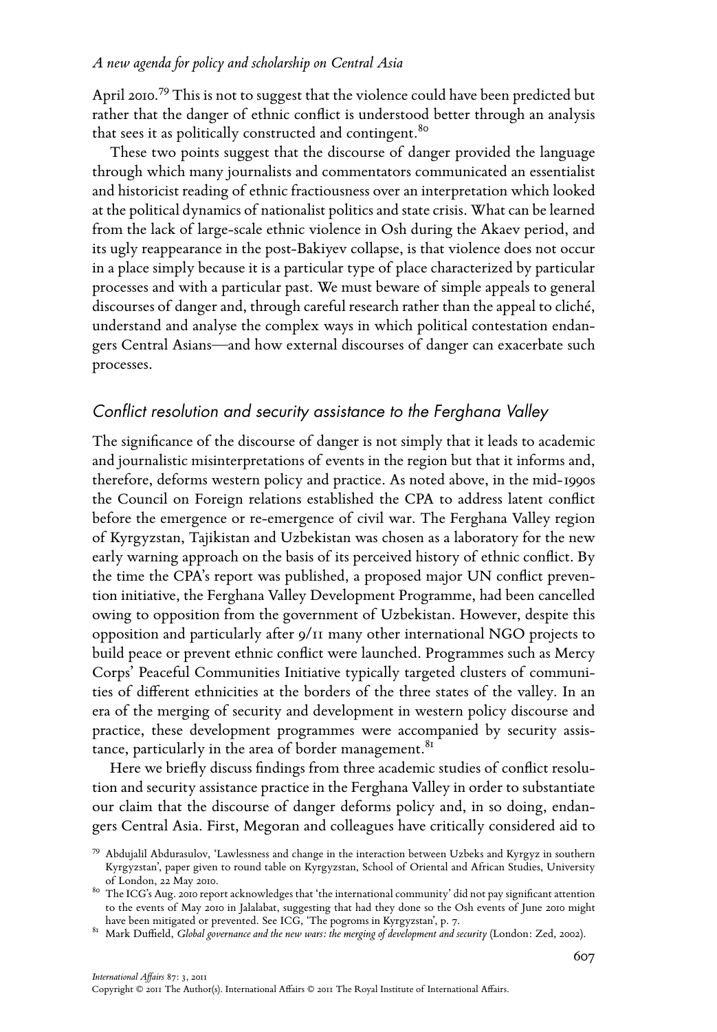April 2010.[79] This is not to suggest that the violence could have been predicted but rather that the danger of ethnic conflict is understood better through an analysis that sees it as politically constructed and contingent.[80]

These two points suggest that the discourse of danger provided the language through which many journalists and commentators communicated an essentialist and historicist reading of ethnic fractiousness over an interpretation which looked at the political dynamics of nationalist politics and state crisis. What can be learned from the lack of large-scale ethnic violence in Osh during the Akaev period, and its ugly reappearance in the post-Bakiyev collapse, is that violence does not occur in a place simply because it is a particular type of place characterized by particular processes and with a particular past. We must beware of simple appeals to general discourses of danger and, through careful research rather than the appeal to cliché, understand and analyse the complex ways in which political contestation endangers Central Asians—and how external discourses of danger can exacerbate such processes.

## Conflict resolution and security assistance to the Ferghana Valley

The significance of the discourse of danger is not simply that it leads to academic and journalistic misinterpretations of events in the region but that it informs and, therefore, deforms western policy and practice. As noted above, in the mid-1990s the Council on Foreign relations established the CPA to address latent conflict before the emergence or re-emergence of civil war. The Ferghana Valley region of Kyrgyzstan, Tajikistan and Uzbekistan was chosen as a laboratory for the new early warning approach on the basis of its perceived history of ethnic conflict. By the time the CPA's report was published, a proposed major UN conflict prevention initiative, the Ferghana Valley Development Programme, had been cancelled owing to opposition from the government of Uzbekistan. However, despite this opposition and particularly after 9/11 many other international NGO projects to build peace or prevent ethnic conflict were launched. Programmes such as Mercy Corps' Peaceful Communities Initiative typically targeted clusters of communities of different ethnicities at the borders of the three states of the valley. In an era of the merging of security and development in western policy discourse and practice, these development programmes were accompanied by security assistance, particularly in the area of border management.[81]

Here we briefly discuss findings from three academic studies of conflict resolution and security assistance practice in the Ferghana Valley in order to substantiate our claim that the discourse of danger deforms policy and, in so doing, endangers Central Asia. First, Megoran and colleagues have critically considered aid to

[79] Abdujalil Abdurasulov, 'Lawlessness and change in the interaction between Uzbeks and Kyrgyz in southern Kyrgyzstan', paper given to round table on Kyrgyzstan, School of Oriental and African Studies, University of London, 22 May 2010.

[80] The ICG's Aug. 2010 report acknowledges that 'the international community' did not pay significant attention to the events of May 2010 in Jalalabat, suggesting that had they done so the Osh events of June 2010 might have been mitigated or prevented. See ICG, 'The pogroms in Kyrgyzstan', p. 7.

[81] Mark Duffield, *Global governance and the new wars: the merging of development and security* (London: Zed, 2002).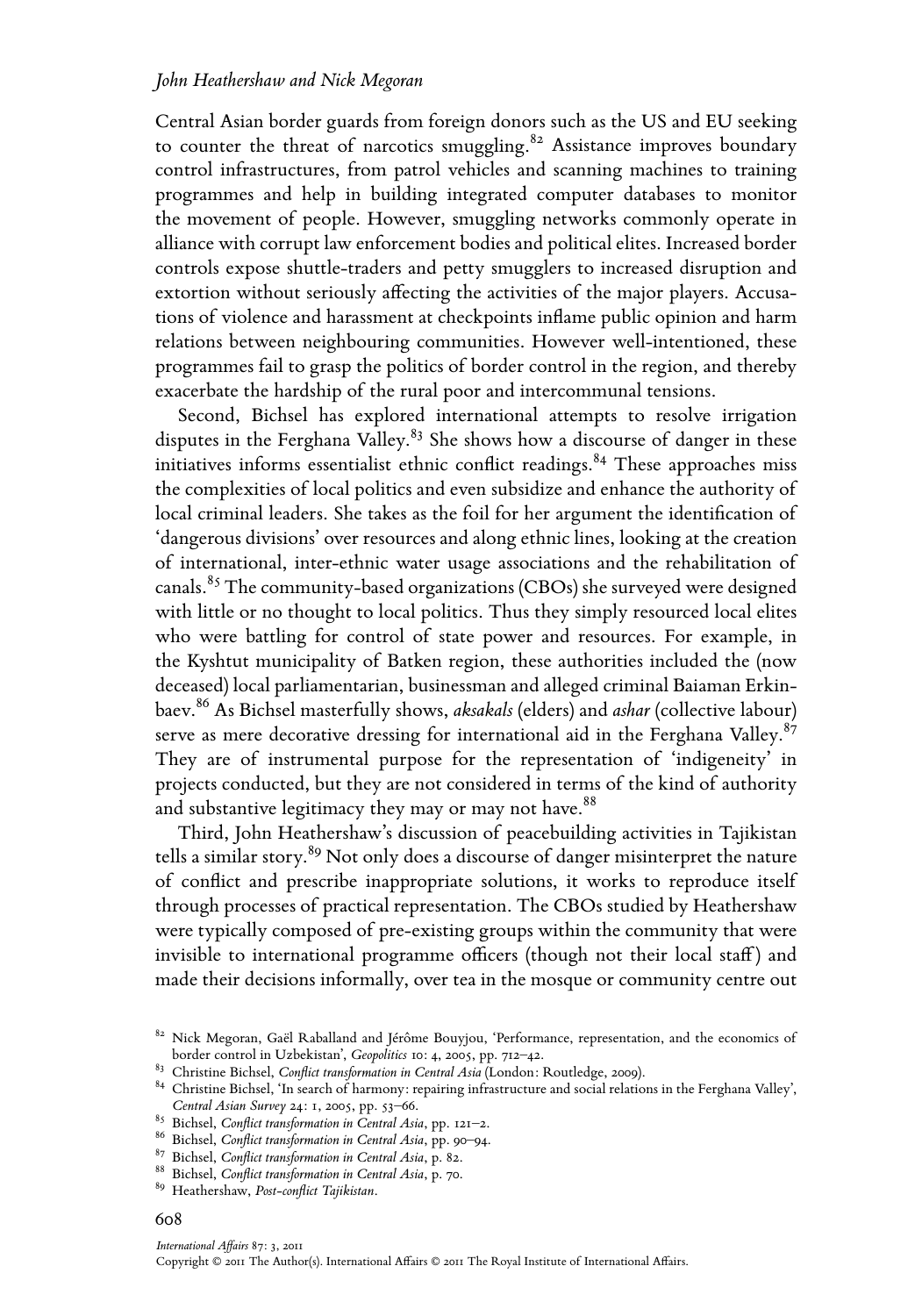Central Asian border guards from foreign donors such as the US and EU seeking to counter the threat of narcotics smuggling.[82] Assistance improves boundary control infrastructures, from patrol vehicles and scanning machines to training programmes and help in building integrated computer databases to monitor the movement of people. However, smuggling networks commonly operate in alliance with corrupt law enforcement bodies and political elites. Increased border controls expose shuttle-traders and petty smugglers to increased disruption and extortion without seriously affecting the activities of the major players. Accusations of violence and harassment at checkpoints inflame public opinion and harm relations between neighbouring communities. However well-intentioned, these programmes fail to grasp the politics of border control in the region, and thereby exacerbate the hardship of the rural poor and intercommunal tensions.

Second, Bichsel has explored international attempts to resolve irrigation disputes in the Ferghana Valley.[83] She shows how a discourse of danger in these initiatives informs essentialist ethnic conflict readings.[84] These approaches miss the complexities of local politics and even subsidize and enhance the authority of local criminal leaders. She takes as the foil for her argument the identification of 'dangerous divisions' over resources and along ethnic lines, looking at the creation of international, inter-ethnic water usage associations and the rehabilitation of canals.[85] The community-based organizations (CBOs) she surveyed were designed with little or no thought to local politics. Thus they simply resourced local elites who were battling for control of state power and resources. For example, in the Kyshtut municipality of Batken region, these authorities included the (now deceased) local parliamentarian, businessman and alleged criminal Baiaman Erkinbaev.[86] As Bichsel masterfully shows, *aksakals* (elders) and *ashar* (collective labour) serve as mere decorative dressing for international aid in the Ferghana Valley.[87] They are of instrumental purpose for the representation of 'indigeneity' in projects conducted, but they are not considered in terms of the kind of authority and substantive legitimacy they may or may not have.[88]

Third, John Heathershaw's discussion of peacebuilding activities in Tajikistan tells a similar story.[89] Not only does a discourse of danger misinterpret the nature of conflict and prescribe inappropriate solutions, it works to reproduce itself through processes of practical representation. The CBOs studied by Heathershaw were typically composed of pre-existing groups within the community that were invisible to international programme officers (though not their local staff) and made their decisions informally, over tea in the mosque or community centre out

---

[82] Nick Megoran, Gaël Raballand and Jérôme Bouyjou, 'Performance, representation, and the economics of border control in Uzbekistan', *Geopolitics* 10: 4, 2005, pp. 712–42.

[83] Christine Bichsel, *Conflict transformation in Central Asia* (London: Routledge, 2009).

[84] Christine Bichsel, 'In search of harmony: repairing infrastructure and social relations in the Ferghana Valley', *Central Asian Survey* 24: 1, 2005, pp. 53–66.

[85] Bichsel, *Conflict transformation in Central Asia*, pp. 121–2.

[86] Bichsel, *Conflict transformation in Central Asia*, pp. 90–94.

[87] Bichsel, *Conflict transformation in Central Asia*, p. 82.

[88] Bichsel, *Conflict transformation in Central Asia*, p. 70.

[89] Heathershaw, *Post-conflict Tajikistan*.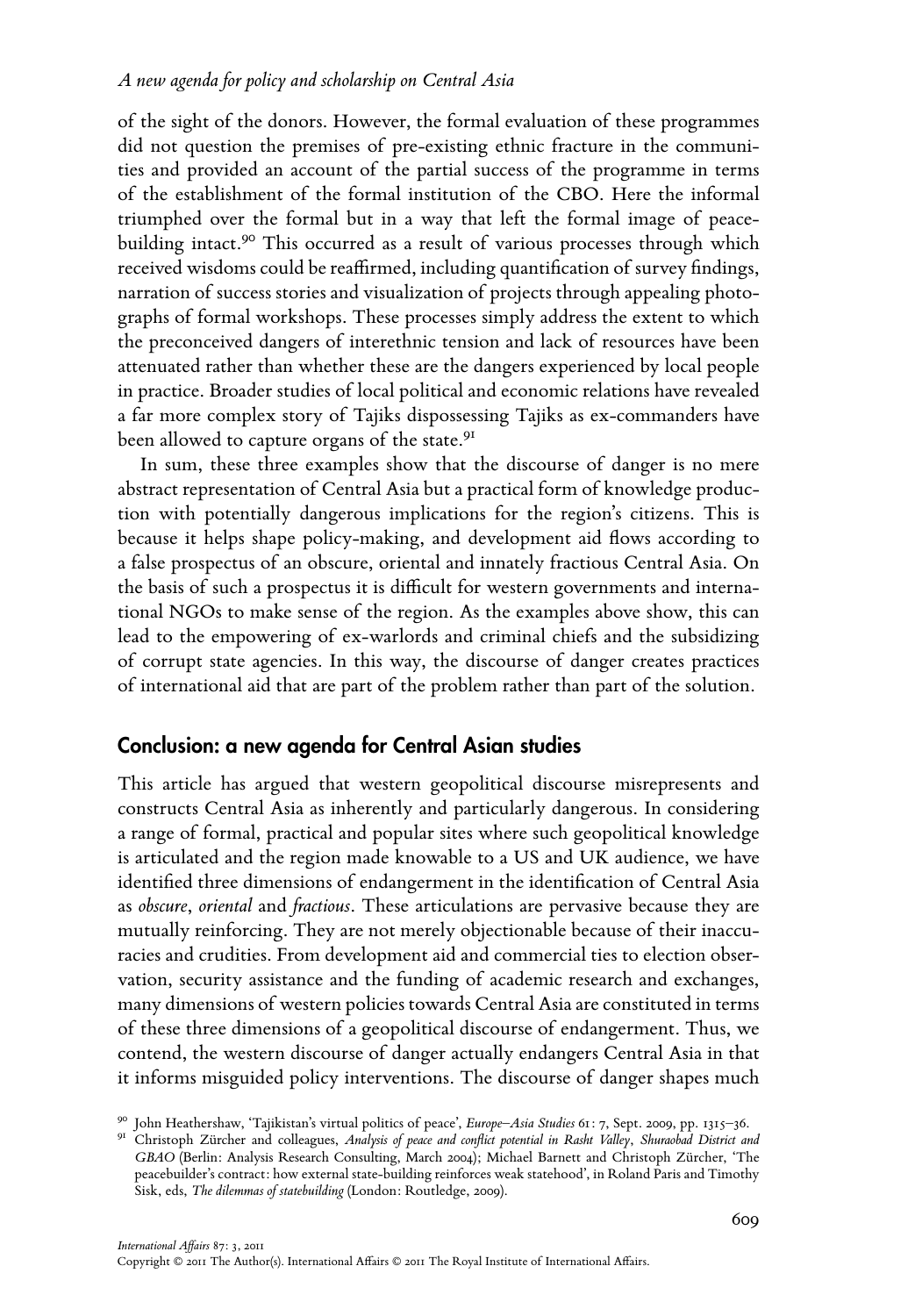of the sight of the donors. However, the formal evaluation of these programmes did not question the premises of pre-existing ethnic fracture in the communities and provided an account of the partial success of the programme in terms of the establishment of the formal institution of the CBO. Here the informal triumphed over the formal but in a way that left the formal image of peacebuilding intact.[90] This occurred as a result of various processes through which received wisdoms could be reaffirmed, including quantification of survey findings, narration of success stories and visualization of projects through appealing photographs of formal workshops. These processes simply address the extent to which the preconceived dangers of interethnic tension and lack of resources have been attenuated rather than whether these are the dangers experienced by local people in practice. Broader studies of local political and economic relations have revealed a far more complex story of Tajiks dispossessing Tajiks as ex-commanders have been allowed to capture organs of the state.[91]

In sum, these three examples show that the discourse of danger is no mere abstract representation of Central Asia but a practical form of knowledge production with potentially dangerous implications for the region's citizens. This is because it helps shape policy-making, and development aid flows according to a false prospectus of an obscure, oriental and innately fractious Central Asia. On the basis of such a prospectus it is difficult for western governments and international NGOs to make sense of the region. As the examples above show, this can lead to the empowering of ex-warlords and criminal chiefs and the subsidizing of corrupt state agencies. In this way, the discourse of danger creates practices of international aid that are part of the problem rather than part of the solution.

## Conclusion: a new agenda for Central Asian studies

This article has argued that western geopolitical discourse misrepresents and constructs Central Asia as inherently and particularly dangerous. In considering a range of formal, practical and popular sites where such geopolitical knowledge is articulated and the region made knowable to a US and UK audience, we have identified three dimensions of endangerment in the identification of Central Asia as *obscure*, *oriental* and *fractious*. These articulations are pervasive because they are mutually reinforcing. They are not merely objectionable because of their inaccuracies and crudities. From development aid and commercial ties to election observation, security assistance and the funding of academic research and exchanges, many dimensions of western policies towards Central Asia are constituted in terms of these three dimensions of a geopolitical discourse of endangerment. Thus, we contend, the western discourse of danger actually endangers Central Asia in that it informs misguided policy interventions. The discourse of danger shapes much

[90] John Heathershaw, 'Tajikistan's virtual politics of peace', *Europe–Asia Studies* 61: 7, Sept. 2009, pp. 1315–36.

[91] Christoph Zürcher and colleagues, *Analysis of peace and conflict potential in Rasht Valley, Shuraobad District and GBAO* (Berlin: Analysis Research Consulting, March 2004); Michael Barnett and Christoph Zürcher, 'The peacebuilder's contract: how external state-building reinforces weak statehood', in Roland Paris and Timothy Sisk, eds, *The dilemmas of statebuilding* (London: Routledge, 2009).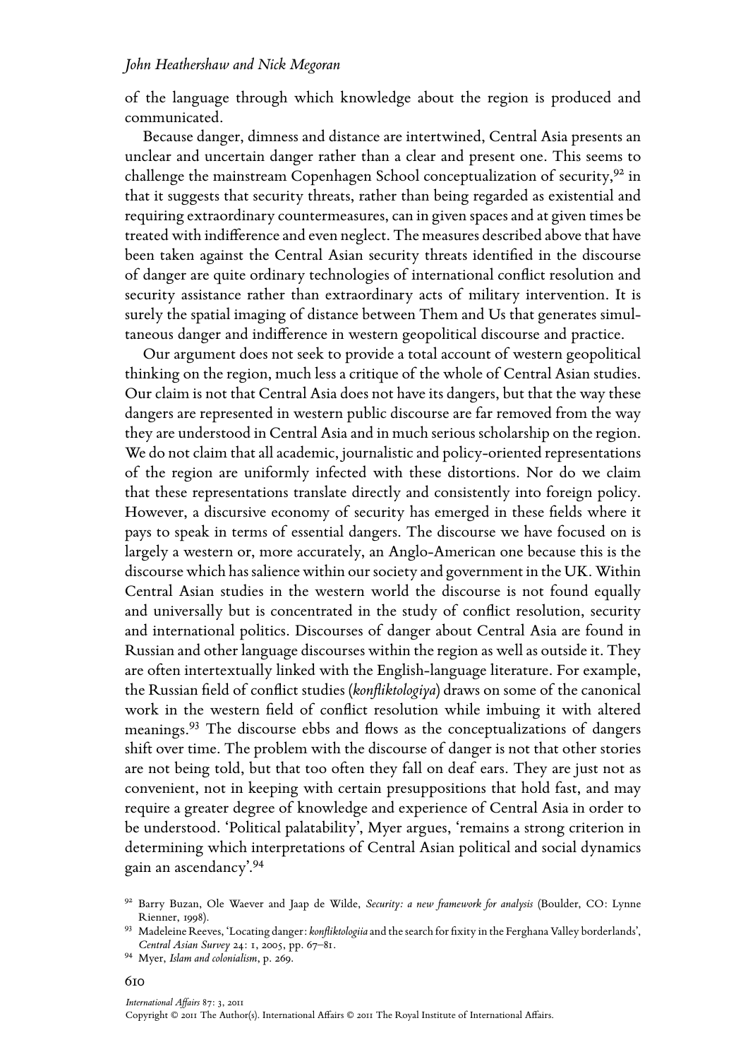of the language through which knowledge about the region is produced and communicated.

Because danger, dimness and distance are intertwined, Central Asia presents an unclear and uncertain danger rather than a clear and present one. This seems to challenge the mainstream Copenhagen School conceptualization of security,[92] in that it suggests that security threats, rather than being regarded as existential and requiring extraordinary countermeasures, can in given spaces and at given times be treated with indifference and even neglect. The measures described above that have been taken against the Central Asian security threats identified in the discourse of danger are quite ordinary technologies of international conflict resolution and security assistance rather than extraordinary acts of military intervention. It is surely the spatial imaging of distance between Them and Us that generates simultaneous danger and indifference in western geopolitical discourse and practice.

Our argument does not seek to provide a total account of western geopolitical thinking on the region, much less a critique of the whole of Central Asian studies. Our claim is not that Central Asia does not have its dangers, but that the way these dangers are represented in western public discourse are far removed from the way they are understood in Central Asia and in much serious scholarship on the region. We do not claim that all academic, journalistic and policy-oriented representations of the region are uniformly infected with these distortions. Nor do we claim that these representations translate directly and consistently into foreign policy. However, a discursive economy of security has emerged in these fields where it pays to speak in terms of essential dangers. The discourse we have focused on is largely a western or, more accurately, an Anglo-American one because this is the discourse which has salience within our society and government in the UK. Within Central Asian studies in the western world the discourse is not found equally and universally but is concentrated in the study of conflict resolution, security and international politics. Discourses of danger about Central Asia are found in Russian and other language discourses within the region as well as outside it. They are often intertextually linked with the English-language literature. For example, the Russian field of conflict studies (*konfliktologiya*) draws on some of the canonical work in the western field of conflict resolution while imbuing it with altered meanings.[93] The discourse ebbs and flows as the conceptualizations of dangers shift over time. The problem with the discourse of danger is not that other stories are not being told, but that too often they fall on deaf ears. They are just not as convenient, not in keeping with certain presuppositions that hold fast, and may require a greater degree of knowledge and experience of Central Asia in order to be understood. 'Political palatability', Myer argues, 'remains a strong criterion in determining which interpretations of Central Asian political and social dynamics gain an ascendancy'.[94]

[92] Barry Buzan, Ole Waever and Jaap de Wilde, *Security: a new framework for analysis* (Boulder, CO: Lynne Rienner, 1998).

[93] Madeleine Reeves, 'Locating danger: *konfliktologiia* and the search for fixity in the Ferghana Valley borderlands', *Central Asian Survey* 24: 1, 2005, pp. 67–81.

[94] Myer, *Islam and colonialism*, p. 269.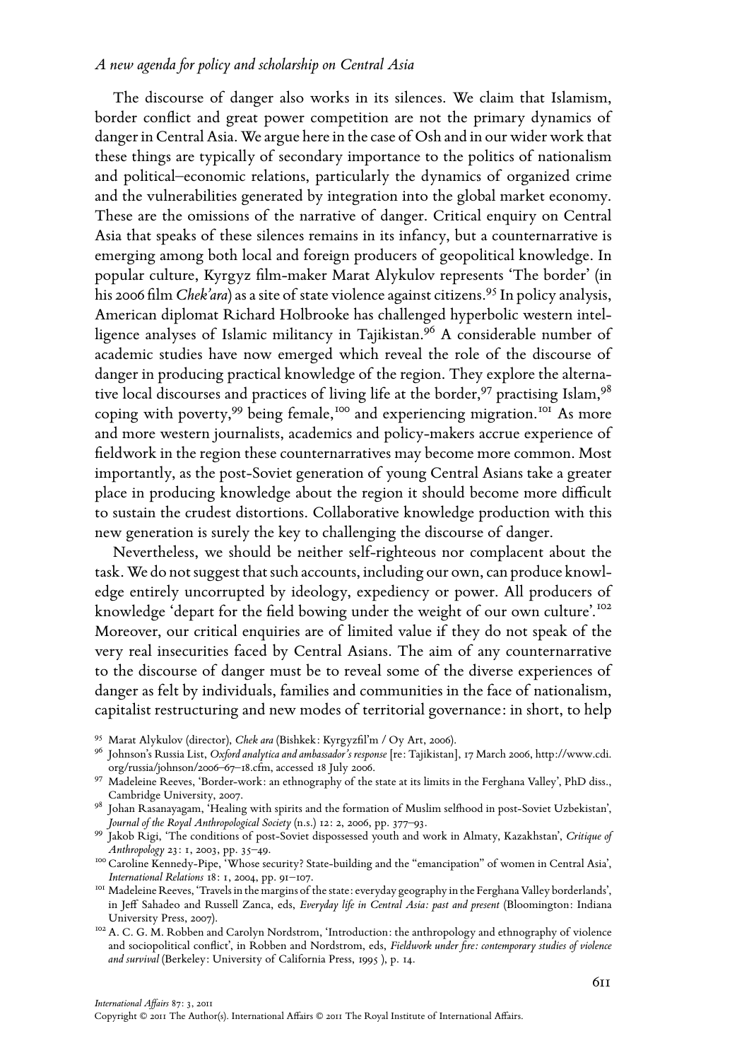The discourse of danger also works in its silences. We claim that Islamism, border conflict and great power competition are not the primary dynamics of danger in Central Asia. We argue here in the case of Osh and in our wider work that these things are typically of secondary importance to the politics of nationalism and political–economic relations, particularly the dynamics of organized crime and the vulnerabilities generated by integration into the global market economy. These are the omissions of the narrative of danger. Critical enquiry on Central Asia that speaks of these silences remains in its infancy, but a counternarrative is emerging among both local and foreign producers of geopolitical knowledge. In popular culture, Kyrgyz film-maker Marat Alykulov represents 'The border' (in his 2006 film *Chek'ara*) as a site of state violence against citizens.[95] In policy analysis, American diplomat Richard Holbrooke has challenged hyperbolic western intelligence analyses of Islamic militancy in Tajikistan.[96] A considerable number of academic studies have now emerged which reveal the role of the discourse of danger in producing practical knowledge of the region. They explore the alternative local discourses and practices of living life at the border,[97] practising Islam,[98] coping with poverty,[99] being female,[100] and experiencing migration.[101] As more and more western journalists, academics and policy-makers accrue experience of fieldwork in the region these counternarratives may become more common. Most importantly, as the post-Soviet generation of young Central Asians take a greater place in producing knowledge about the region it should become more difficult to sustain the crudest distortions. Collaborative knowledge production with this new generation is surely the key to challenging the discourse of danger.

Nevertheless, we should be neither self-righteous nor complacent about the task. We do not suggest that such accounts, including our own, can produce knowledge entirely uncorrupted by ideology, expediency or power. All producers of knowledge 'depart for the field bowing under the weight of our own culture'.[102] Moreover, our critical enquiries are of limited value if they do not speak of the very real insecurities faced by Central Asians. The aim of any counternarrative to the discourse of danger must be to reveal some of the diverse experiences of danger as felt by individuals, families and communities in the face of nationalism, capitalist restructuring and new modes of territorial governance: in short, to help

[95] Marat Alykulov (director), *Chek ara* (Bishkek: Kyrgyzfil'm / Oy Art, 2006).

[96] Johnson's Russia List, *Oxford analytica and ambassador's response* [re: Tajikistan], 17 March 2006, http://www.cdi.org/russia/johnson/2006–67–18.cfm, accessed 18 July 2006.

[97] Madeleine Reeves, 'Border-work: an ethnography of the state at its limits in the Ferghana Valley', PhD diss., Cambridge University, 2007.

[98] Johan Rasanayagam, 'Healing with spirits and the formation of Muslim selfhood in post-Soviet Uzbekistan', *Journal of the Royal Anthropological Society* (n.s.) 12: 2, 2006, pp. 377–93.

[99] Jakob Rigi, 'The conditions of post-Soviet dispossessed youth and work in Almaty, Kazakhstan', *Critique of Anthropology* 23: 1, 2003, pp. 35–49.

[100] Caroline Kennedy-Pipe, 'Whose security? State-building and the "emancipation" of women in Central Asia', *International Relations* 18: 1, 2004, pp. 91–107.

[101] Madeleine Reeves, 'Travels in the margins of the state: everyday geography in the Ferghana Valley borderlands', in Jeff Sahadeo and Russell Zanca, eds, *Everyday life in Central Asia: past and present* (Bloomington: Indiana University Press, 2007).

[102] A. C. G. M. Robben and Carolyn Nordstrom, 'Introduction: the anthropology and ethnography of violence and sociopolitical conflict', in Robben and Nordstrom, eds, *Fieldwork under fire: contemporary studies of violence and survival* (Berkeley: University of California Press, 1995 ), p. 14.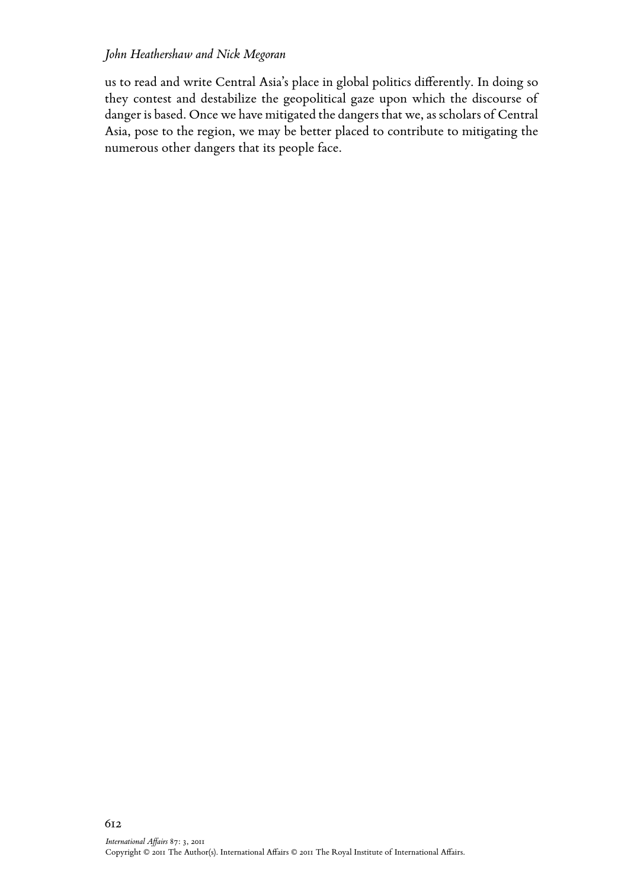us to read and write Central Asia's place in global politics differently. In doing so they contest and destabilize the geopolitical gaze upon which the discourse of danger is based. Once we have mitigated the dangers that we, as scholars of Central Asia, pose to the region, we may be better placed to contribute to mitigating the numerous other dangers that its people face.